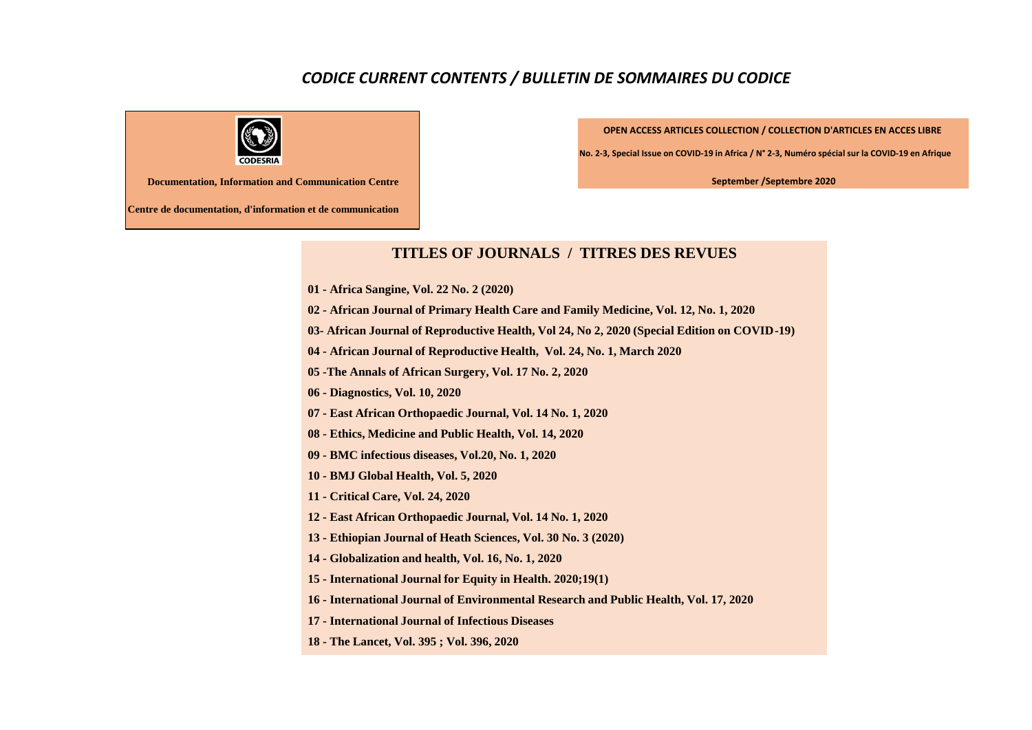# *CODICE CURRENT CONTENTS / BULLETIN DE SOMMAIRES DU CODICE*

CODESRIA

**Documentation, Information and Communication Centre**

**Centre de documentation, d'information et de communication**

**OPEN ACCESS ARTICLES COLLECTION / COLLECTION D'ARTICLES EN ACCES LIBRE**

**No. 2-3, Special Issue on COVID-19 in Africa / N° 2-3, Numéro spécial sur la COVID-19 en Afrique**

**September /Septembre 2020**

## TITLES OF JOURNALS / TITRES DES REVUES

**01 - Africa Sangine, Vol. 22 No. 2 (2020)**

**02 - African Journal of Primary Health Care and Family Medicine, Vol. 12, No. 1, 2020**

**03- African Journal of Reproductive Health, Vol 24, No 2, 2020 (Special Edition on COVID-19)**

**04 - African Journal of Reproductive Health, Vol. 24, No. 1, March 2020**

**05 -The Annals of African Surgery, Vol. 17 No. 2, 2020**

**06 - Diagnostics, Vol. 10, 2020**

**07 - East African Orthopaedic Journal, Vol. 14 No. 1, 2020**

**08 - Ethics, Medicine and Public Health, Vol. 14, 2020**

**09 - BMC infectious diseases, Vol.20, No. 1, 2020**

**10 - BMJ Global Health, Vol. 5, 2020**

**11 - Critical Care, Vol. 24, 2020**

**12 - East African Orthopaedic Journal, Vol. 14 No. 1, 2020**

**13 - Ethiopian Journal of Heath Sciences, Vol. 30 No. 3 (2020)**

**14 - Globalization and health, Vol. 16, No. 1, 2020**

**15 - International Journal for Equity in Health. 2020;19(1)**

**16 - International Journal of Environmental Research and Public Health, Vol. 17, 2020**

**17 - International Journal of Infectious Diseases**

**18 - The Lancet, Vol. 395 ; Vol. 396, 2020**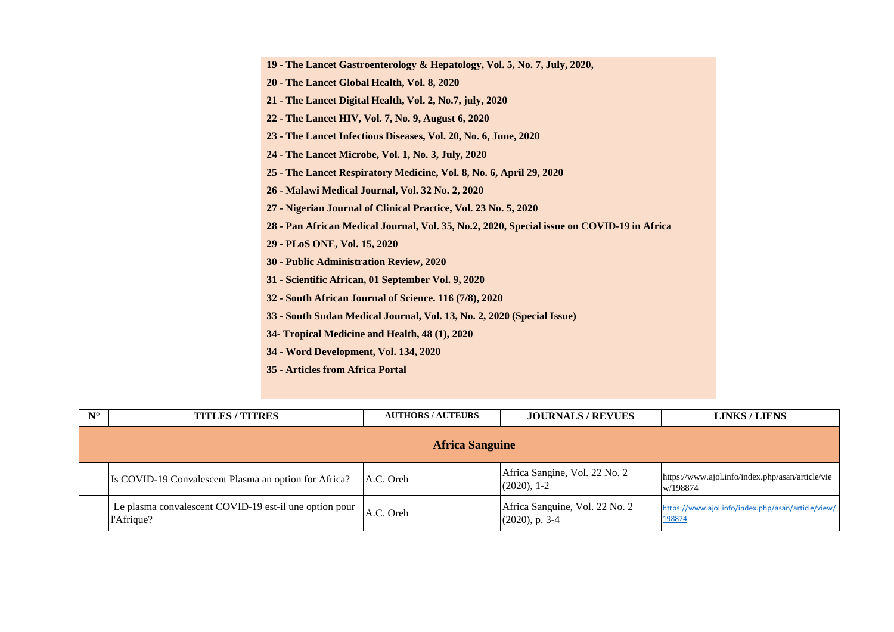**19 - The Lancet Gastroenterology & Hepatology, Vol. 5, No. 7, July, 2020,**

**20 - The Lancet Global Health, Vol. 8, 2020**

**21 - The Lancet Digital Health, Vol. 2, No.7, july, 2020**

**22 - The Lancet HIV, Vol. 7, No. 9, August 6, 2020**

**23 - The Lancet Infectious Diseases, Vol. 20, No. 6, June, 2020**

**24 - The Lancet Microbe, Vol. 1, No. 3, July, 2020**

**25 - The Lancet Respiratory Medicine, Vol. 8, No. 6, April 29, 2020**

**26 - Malawi Medical Journal, Vol. 32 No. 2, 2020**

**27 - Nigerian Journal of Clinical Practice, Vol. 23 No. 5, 2020**

**28 - Pan African Medical Journal, Vol. 35, No.2, 2020, Special issue on COVID-19 in Africa**

**29 - PLoS ONE, Vol. 15, 2020**

**30 - Public Administration Review, 2020**

**31 - Scientific African, 01 September Vol. 9, 2020**

**32 - South African Journal of Science. 116 (7/8), 2020**

**33 - South Sudan Medical Journal, Vol. 13, No. 2, 2020 (Special Issue)**

**34- Tropical Medicine and Health, 48 (1), 2020**

**34 - Word Development, Vol. 134, 2020**

**35 - Articles from Africa Portal**

| N° | TITLES / TITRES | AUTHORS / AUTEURS | JOURNALS / REVUES | LINKS / LIENS |
|---|---|---|---|---|
| **Africa Sanguine** | | | | |
| | Is COVID-19 Convalescent Plasma an option for Africa? | A.C. Oreh | Africa Sangine, Vol. 22 No. 2 (2020), 1-2 | https://www.ajol.info/index.php/asan/article/view/198874 |
| | Le plasma convalescent COVID-19 est-il une option pour l'Afrique? | A.C. Oreh | Africa Sanguine, Vol. 22 No. 2 (2020), p. 3-4 | https://www.ajol.info/index.php/asan/article/view/198874 |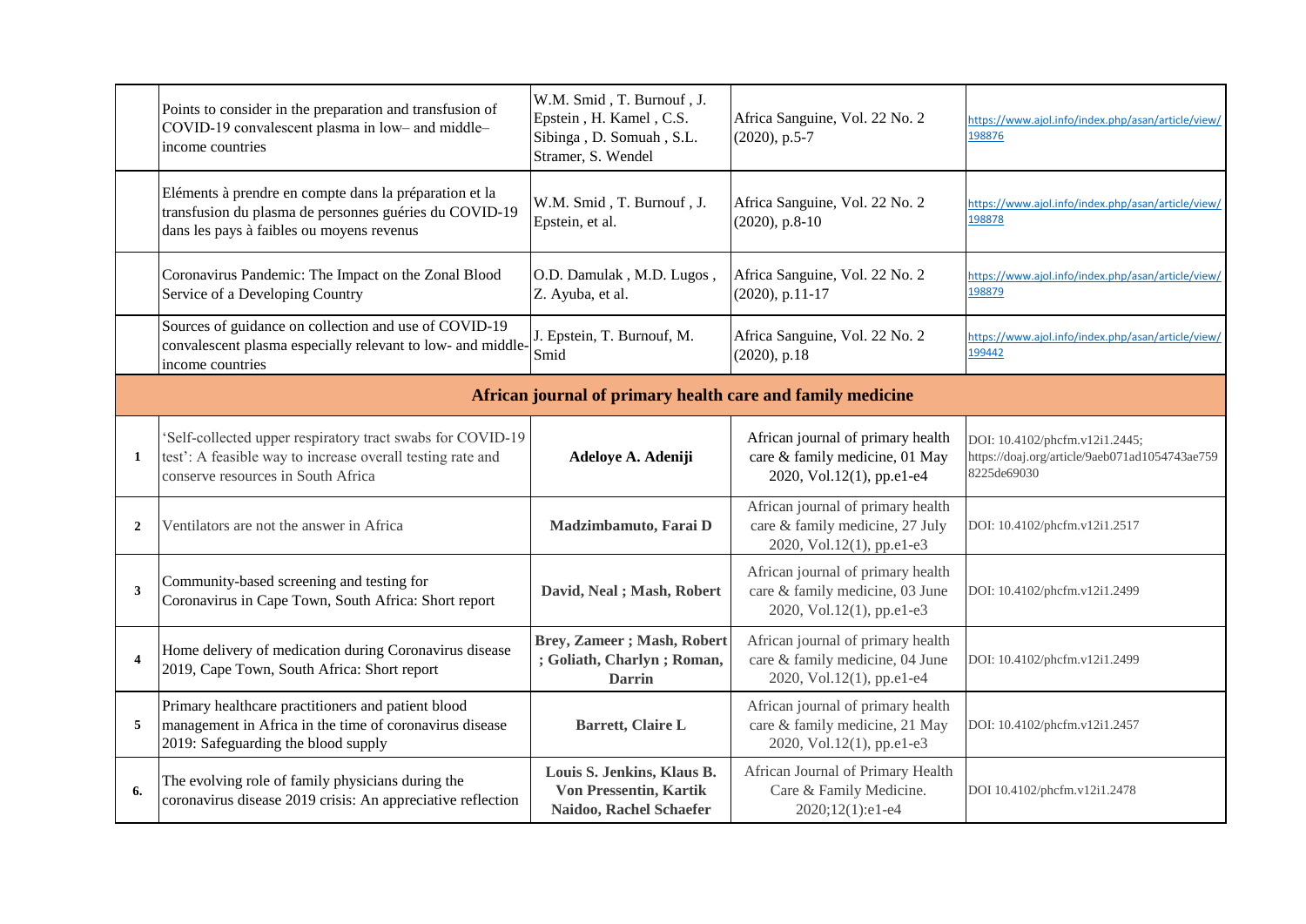| | | | | |
|---|---|---|---|---|
| | Points to consider in the preparation and transfusion of COVID-19 convalescent plasma in low– and middle–income countries | W.M. Smid , T. Burnouf , J. Epstein , H. Kamel , C.S. Sibinga , D. Somuah , S.L. Stramer, S. Wendel | Africa Sanguine, Vol. 22 No. 2 (2020), p.5-7 | https://www.ajol.info/index.php/asan/article/view/198876 |
| | Eléments à prendre en compte dans la préparation et la transfusion du plasma de personnes guéries du COVID-19 dans les pays à faibles ou moyens revenus | W.M. Smid , T. Burnouf , J. Epstein, et al. | Africa Sanguine, Vol. 22 No. 2 (2020), p.8-10 | https://www.ajol.info/index.php/asan/article/view/198878 |
| | Coronavirus Pandemic: The Impact on the Zonal Blood Service of a Developing Country | O.D. Damulak , M.D. Lugos , Z. Ayuba, et al. | Africa Sanguine, Vol. 22 No. 2 (2020), p.11-17 | https://www.ajol.info/index.php/asan/article/view/198879 |
| | Sources of guidance on collection and use of COVID-19 convalescent plasma especially relevant to low- and middle-income countries | J. Epstein, T. Burnouf, M. Smid | Africa Sanguine, Vol. 22 No. 2 (2020), p.18 | https://www.ajol.info/index.php/asan/article/view/199442 |
| **African journal of primary health care and family medicine** | | | | |
| **1** | 'Self-collected upper respiratory tract swabs for COVID-19 test': A feasible way to increase overall testing rate and conserve resources in South Africa | **Adeloye A. Adeniji** | African journal of primary health care & family medicine, 01 May 2020, Vol.12(1), pp.e1-e4 | DOI: 10.4102/phcfm.v12i1.2445; https://doaj.org/article/9aeb071ad1054743ae7598225de69030 |
| **2** | Ventilators are not the answer in Africa | **Madzimbamuto, Farai D** | African journal of primary health care & family medicine, 27 July 2020, Vol.12(1), pp.e1-e3 | DOI: 10.4102/phcfm.v12i1.2517 |
| **3** | Community-based screening and testing for Coronavirus in Cape Town, South Africa: Short report | **David, Neal ; Mash, Robert** | African journal of primary health care & family medicine, 03 June 2020, Vol.12(1), pp.e1-e3 | DOI: 10.4102/phcfm.v12i1.2499 |
| **4** | Home delivery of medication during Coronavirus disease 2019, Cape Town, South Africa: Short report | **Brey, Zameer ; Mash, Robert ; Goliath, Charlyn ; Roman, Darrin** | African journal of primary health care & family medicine, 04 June 2020, Vol.12(1), pp.e1-e4 | DOI: 10.4102/phcfm.v12i1.2499 |
| **5** | Primary healthcare practitioners and patient blood management in Africa in the time of coronavirus disease 2019: Safeguarding the blood supply | **Barrett, Claire L** | African journal of primary health care & family medicine, 21 May 2020, Vol.12(1), pp.e1-e3 | DOI: 10.4102/phcfm.v12i1.2457 |
| **6.** | The evolving role of family physicians during the coronavirus disease 2019 crisis: An appreciative reflection | **Louis S. Jenkins, Klaus B. Von Pressentin, Kartik Naidoo, Rachel Schaefer** | African Journal of Primary Health Care & Family Medicine. 2020;12(1):e1-e4 | DOI 10.4102/phcfm.v12i1.2478 |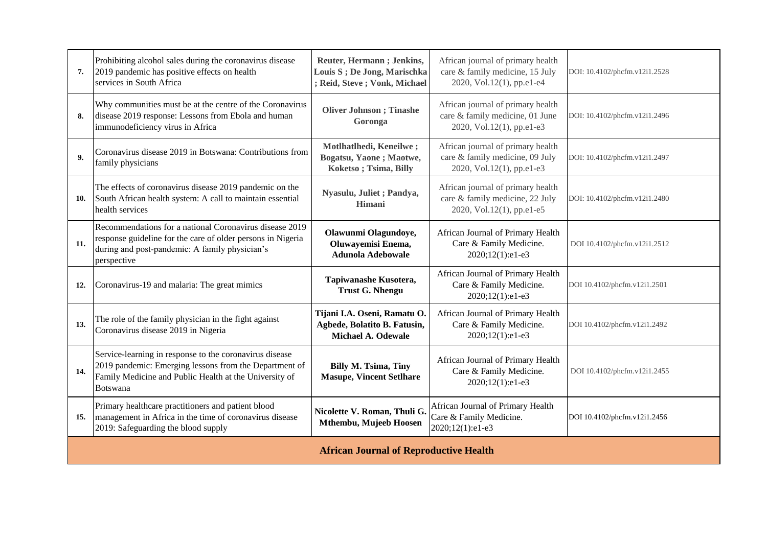| | | | | |
|---|---|---|---|---|
| **7.** | Prohibiting alcohol sales during the coronavirus disease 2019 pandemic has positive effects on health services in South Africa | **Reuter, Hermann ; Jenkins, Louis S ; De Jong, Marischka ; Reid, Steve ; Vonk, Michael** | African journal of primary health care & family medicine, 15 July 2020, Vol.12(1), pp.e1-e4 | DOI: 10.4102/phcfm.v12i1.2528 |
| **8.** | Why communities must be at the centre of the Coronavirus disease 2019 response: Lessons from Ebola and human immunodeficiency virus in Africa | **Oliver Johnson ; Tinashe Goronga** | African journal of primary health care & family medicine, 01 June 2020, Vol.12(1), pp.e1-e3 | DOI: 10.4102/phcfm.v12i1.2496 |
| **9.** | Coronavirus disease 2019 in Botswana: Contributions from family physicians | **Motlhatlhedi, Keneilwe ; Bogatsu, Yaone ; Maotwe, Koketso ; Tsima, Billy** | African journal of primary health care & family medicine, 09 July 2020, Vol.12(1), pp.e1-e3 | DOI: 10.4102/phcfm.v12i1.2497 |
| **10.** | The effects of coronavirus disease 2019 pandemic on the South African health system: A call to maintain essential health services | **Nyasulu, Juliet ; Pandya, Himani** | African journal of primary health care & family medicine, 22 July 2020, Vol.12(1), pp.e1-e5 | DOI: 10.4102/phcfm.v12i1.2480 |
| **11.** | Recommendations for a national Coronavirus disease 2019 response guideline for the care of older persons in Nigeria during and post-pandemic: A family physician's perspective | **Olawunmi Olagundoye, Oluwayemisi Enema, Adunola Adebowale** | African Journal of Primary Health Care & Family Medicine. 2020;12(1):e1-e3 | DOI 10.4102/phcfm.v12i1.2512 |
| **12.** | Coronavirus-19 and malaria: The great mimics | **Tapiwanashe Kusotera, Trust G. Nhengu** | African Journal of Primary Health Care & Family Medicine. 2020;12(1):e1-e3 | DOI 10.4102/phcfm.v12i1.2501 |
| **13.** | The role of the family physician in the fight against Coronavirus disease 2019 in Nigeria | **Tijani I.A. Oseni, Ramatu O. Agbede, Bolatito B. Fatusin, Michael A. Odewale** | African Journal of Primary Health Care & Family Medicine. 2020;12(1):e1-e3 | DOI 10.4102/phcfm.v12i1.2492 |
| **14.** | Service-learning in response to the coronavirus disease 2019 pandemic: Emerging lessons from the Department of Family Medicine and Public Health at the University of Botswana | **Billy M. Tsima, Tiny Masupe, Vincent Setlhare** | African Journal of Primary Health Care & Family Medicine. 2020;12(1):e1-e3 | DOI 10.4102/phcfm.v12i1.2455 |
| **15.** | Primary healthcare practitioners and patient blood management in Africa in the time of coronavirus disease 2019: Safeguarding the blood supply | **Nicolette V. Roman, Thuli G. Mthembu, Mujeeb Hoosen** | African Journal of Primary Health Care & Family Medicine. 2020;12(1):e1-e3 | DOI 10.4102/phcfm.v12i1.2456 |
| **African Journal of Reproductive Health** | | | | |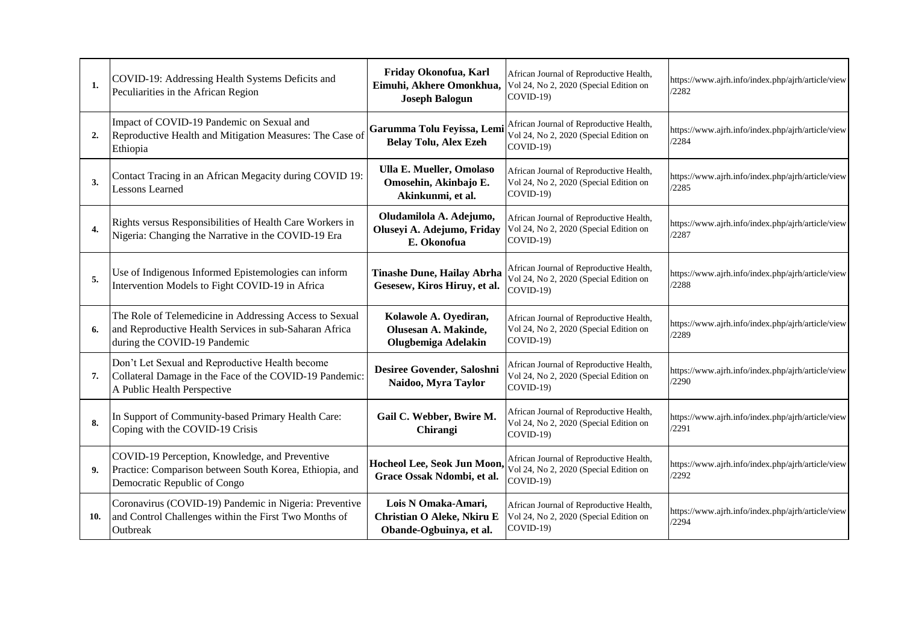| | | | | |
|---|---|---|---|---|
| **1.** | COVID-19: Addressing Health Systems Deficits and Peculiarities in the African Region | **Friday Okonofua, Karl Eimuhi, Akhere Omonkhua, Joseph Balogun** | African Journal of Reproductive Health, Vol 24, No 2, 2020 (Special Edition on COVID-19) | https://www.ajrh.info/index.php/ajrh/article/view/2282 |
| **2.** | Impact of COVID-19 Pandemic on Sexual and Reproductive Health and Mitigation Measures: The Case of Ethiopia | **Garumma Tolu Feyissa, Lemi Belay Tolu, Alex Ezeh** | African Journal of Reproductive Health, Vol 24, No 2, 2020 (Special Edition on COVID-19) | https://www.ajrh.info/index.php/ajrh/article/view/2284 |
| **3.** | Contact Tracing in an African Megacity during COVID 19: Lessons Learned | **Ulla E. Mueller, Omolaso Omosehin, Akinbajo E. Akinkunmi, et al.** | African Journal of Reproductive Health, Vol 24, No 2, 2020 (Special Edition on COVID-19) | https://www.ajrh.info/index.php/ajrh/article/view/2285 |
| **4.** | Rights versus Responsibilities of Health Care Workers in Nigeria: Changing the Narrative in the COVID-19 Era | **Oludamilola A. Adejumo, Oluseyi A. Adejumo, Friday E. Okonofua** | African Journal of Reproductive Health, Vol 24, No 2, 2020 (Special Edition on COVID-19) | https://www.ajrh.info/index.php/ajrh/article/view/2287 |
| **5.** | Use of Indigenous Informed Epistemologies can inform Intervention Models to Fight COVID-19 in Africa | **Tinashe Dune, Hailay Abrha Gesesew, Kiros Hiruy, et al.** | African Journal of Reproductive Health, Vol 24, No 2, 2020 (Special Edition on COVID-19) | https://www.ajrh.info/index.php/ajrh/article/view/2288 |
| **6.** | The Role of Telemedicine in Addressing Access to Sexual and Reproductive Health Services in sub-Saharan Africa during the COVID-19 Pandemic | **Kolawole A. Oyediran, Olusesan A. Makinde, Olugbemiga Adelakin** | African Journal of Reproductive Health, Vol 24, No 2, 2020 (Special Edition on COVID-19) | https://www.ajrh.info/index.php/ajrh/article/view/2289 |
| **7.** | Don't Let Sexual and Reproductive Health become Collateral Damage in the Face of the COVID-19 Pandemic: A Public Health Perspective | **Desiree Govender, Saloshni Naidoo, Myra Taylor** | African Journal of Reproductive Health, Vol 24, No 2, 2020 (Special Edition on COVID-19) | https://www.ajrh.info/index.php/ajrh/article/view/2290 |
| **8.** | In Support of Community-based Primary Health Care: Coping with the COVID-19 Crisis | **Gail C. Webber, Bwire M. Chirangi** | African Journal of Reproductive Health, Vol 24, No 2, 2020 (Special Edition on COVID-19) | https://www.ajrh.info/index.php/ajrh/article/view/2291 |
| **9.** | COVID-19 Perception, Knowledge, and Preventive Practice: Comparison between South Korea, Ethiopia, and Democratic Republic of Congo | **Hocheol Lee, Seok Jun Moon, Grace Ossak Ndombi, et al.** | African Journal of Reproductive Health, Vol 24, No 2, 2020 (Special Edition on COVID-19) | https://www.ajrh.info/index.php/ajrh/article/view/2292 |
| **10.** | Coronavirus (COVID-19) Pandemic in Nigeria: Preventive and Control Challenges within the First Two Months of Outbreak | **Lois N Omaka-Amari, Christian O Aleke, Nkiru E Obande-Ogbuinya, et al.** | African Journal of Reproductive Health, Vol 24, No 2, 2020 (Special Edition on COVID-19) | https://www.ajrh.info/index.php/ajrh/article/view/2294 |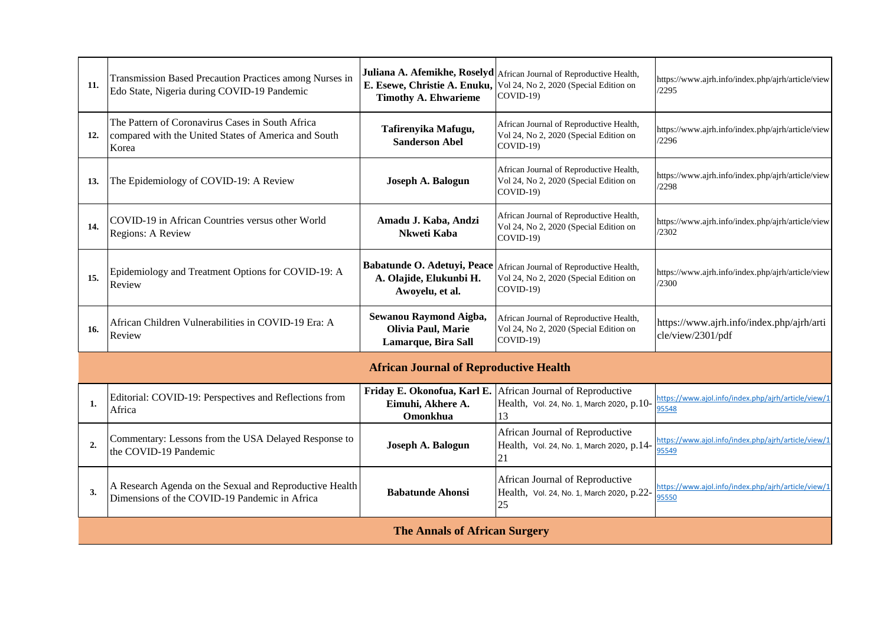| | | | | |
|---|---|---|---|---|
| **11.** | Transmission Based Precaution Practices among Nurses in Edo State, Nigeria during COVID-19 Pandemic | **Juliana A. Afemikhe, Roselyd E. Esewe, Christie A. Enuku, Timothy A. Ehwarieme** | African Journal of Reproductive Health, Vol 24, No 2, 2020 (Special Edition on COVID-19) | https://www.ajrh.info/index.php/ajrh/article/view/2295 |
| **12.** | The Pattern of Coronavirus Cases in South Africa compared with the United States of America and South Korea | **Tafirenyika Mafugu, Sanderson Abel** | African Journal of Reproductive Health, Vol 24, No 2, 2020 (Special Edition on COVID-19) | https://www.ajrh.info/index.php/ajrh/article/view/2296 |
| **13.** | The Epidemiology of COVID-19: A Review | **Joseph A. Balogun** | African Journal of Reproductive Health, Vol 24, No 2, 2020 (Special Edition on COVID-19) | https://www.ajrh.info/index.php/ajrh/article/view/2298 |
| **14.** | COVID-19 in African Countries versus other World Regions: A Review | **Amadu J. Kaba, Andzi Nkweti Kaba** | African Journal of Reproductive Health, Vol 24, No 2, 2020 (Special Edition on COVID-19) | https://www.ajrh.info/index.php/ajrh/article/view/2302 |
| **15.** | Epidemiology and Treatment Options for COVID-19: A Review | **Babatunde O. Adetuyi, Peace A. Olajide, Elukunbi H. Awoyelu, et al.** | African Journal of Reproductive Health, Vol 24, No 2, 2020 (Special Edition on COVID-19) | https://www.ajrh.info/index.php/ajrh/article/view/2300 |
| **16.** | African Children Vulnerabilities in COVID-19 Era: A Review | **Sewanou Raymond Aigba, Olivia Paul, Marie Lamarque, Bira Sall** | African Journal of Reproductive Health, Vol 24, No 2, 2020 (Special Edition on COVID-19) | https://www.ajrh.info/index.php/ajrh/article/view/2301/pdf |
| | **African Journal of Reproductive Health** | | | |
| **1.** | Editorial: COVID-19: Perspectives and Reflections from Africa | **Friday E. Okonofua, Karl E. Eimuhi, Akhere A. Omonkhua** | African Journal of Reproductive Health, Vol. 24, No. 1, March 2020, p.10-13 | https://www.ajol.info/index.php/ajrh/article/view/195548 |
| **2.** | Commentary: Lessons from the USA Delayed Response to the COVID-19 Pandemic | **Joseph A. Balogun** | African Journal of Reproductive Health, Vol. 24, No. 1, March 2020, p.14-21 | https://www.ajol.info/index.php/ajrh/article/view/195549 |
| **3.** | A Research Agenda on the Sexual and Reproductive Health Dimensions of the COVID-19 Pandemic in Africa | **Babatunde Ahonsi** | African Journal of Reproductive Health, Vol. 24, No. 1, March 2020, p.22-25 | https://www.ajol.info/index.php/ajrh/article/view/195550 |
| | **The Annals of African Surgery** | | | |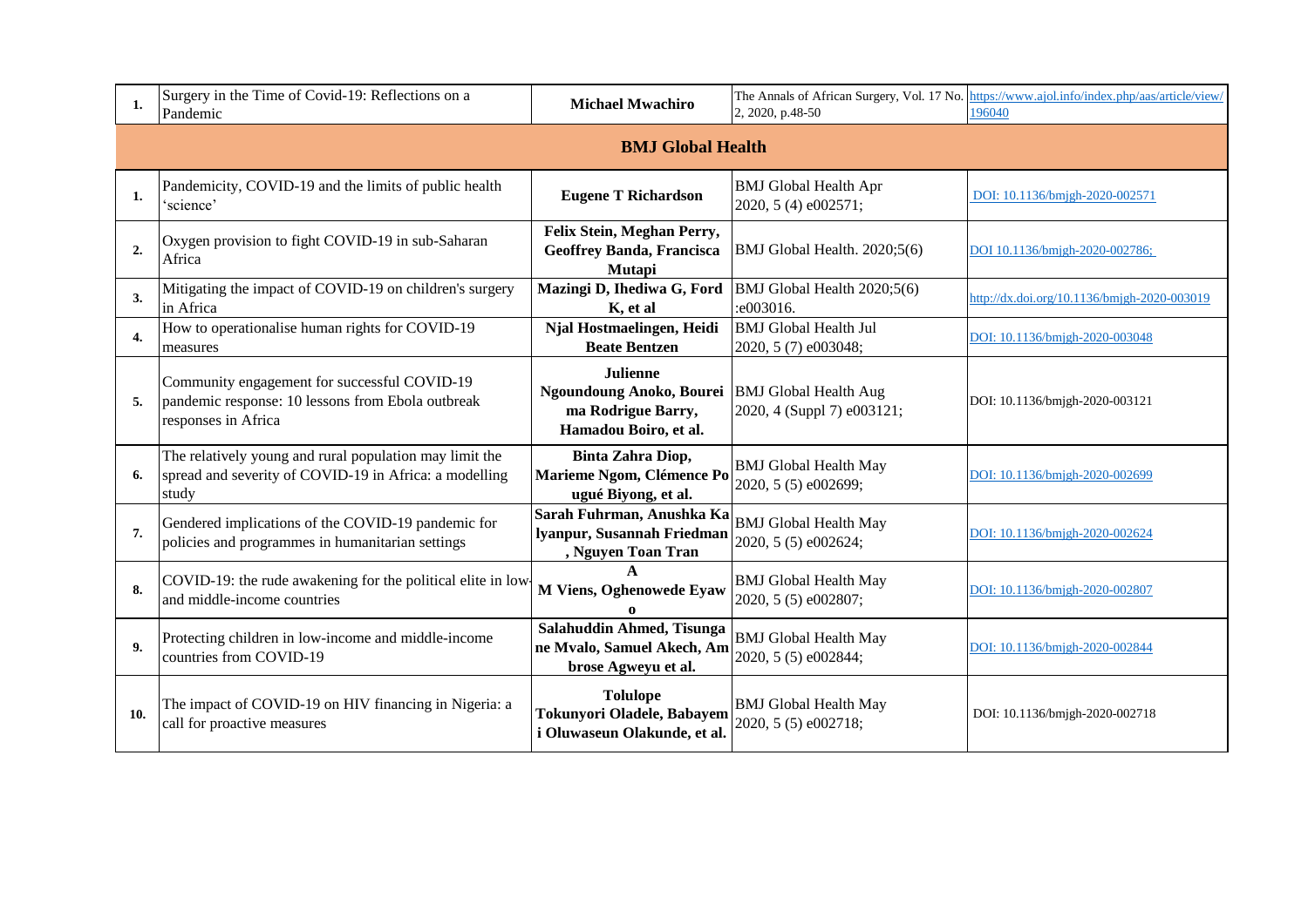| | | | | |
|---|---|---|---|---|
| **1.** | Surgery in the Time of Covid-19: Reflections on a Pandemic | **Michael Mwachiro** | The Annals of African Surgery, Vol. 17 No. 2, 2020, p.48-50 | https://www.ajol.info/index.php/aas/article/view/196040 |
| | | **BMJ Global Health** | | |
| **1.** | Pandemicity, COVID-19 and the limits of public health 'science' | **Eugene T Richardson** | BMJ Global Health Apr 2020, 5 (4) e002571; | DOI: 10.1136/bmjgh-2020-002571 |
| **2.** | Oxygen provision to fight COVID-19 in sub-Saharan Africa | **Felix Stein, Meghan Perry, Geoffrey Banda, Francisca Mutapi** | BMJ Global Health. 2020;5(6) | DOI 10.1136/bmjgh-2020-002786; |
| **3.** | Mitigating the impact of COVID-19 on children's surgery in Africa | **Mazingi D, Ihediwa G, Ford K, et al** | BMJ Global Health 2020;5(6) :e003016. | http://dx.doi.org/10.1136/bmjgh-2020-003019 |
| **4.** | How to operationalise human rights for COVID-19 measures | **Njal Hostmaelingen, Heidi Beate Bentzen** | BMJ Global Health Jul 2020, 5 (7) e003048; | DOI: 10.1136/bmjgh-2020-003048 |
| **5.** | Community engagement for successful COVID-19 pandemic response: 10 lessons from Ebola outbreak responses in Africa | **Julienne Ngoundoung Anoko, Boureima Rodrigue Barry, Hamadou Boiro, et al.** | BMJ Global Health Aug 2020, 4 (Suppl 7) e003121; | DOI: 10.1136/bmjgh-2020-003121 |
| **6.** | The relatively young and rural population may limit the spread and severity of COVID-19 in Africa: a modelling study | **Binta Zahra Diop, Marieme Ngom, Clémence Pougué Biyong, et al.** | BMJ Global Health May 2020, 5 (5) e002699; | DOI: 10.1136/bmjgh-2020-002699 |
| **7.** | Gendered implications of the COVID-19 pandemic for policies and programmes in humanitarian settings | **Sarah Fuhrman, Anushka Kalyanpur, Susannah Friedman, Nguyen Toan Tran** | BMJ Global Health May 2020, 5 (5) e002624; | DOI: 10.1136/bmjgh-2020-002624 |
| **8.** | COVID-19: the rude awakening for the political elite in low- and middle-income countries | **A M Viens, Oghenowede Eyawo** | BMJ Global Health May 2020, 5 (5) e002807; | DOI: 10.1136/bmjgh-2020-002807 |
| **9.** | Protecting children in low-income and middle-income countries from COVID-19 | **Salahuddin Ahmed, Tisunga ne Mvalo, Samuel Akech, Ambrose Agweyu et al.** | BMJ Global Health May 2020, 5 (5) e002844; | DOI: 10.1136/bmjgh-2020-002844 |
| **10.** | The impact of COVID-19 on HIV financing in Nigeria: a call for proactive measures | **Tolulope Tokunyori Oladele, Babayemi Oluwaseun Olakunde, et al.** | BMJ Global Health May 2020, 5 (5) e002718; | DOI: 10.1136/bmjgh-2020-002718 |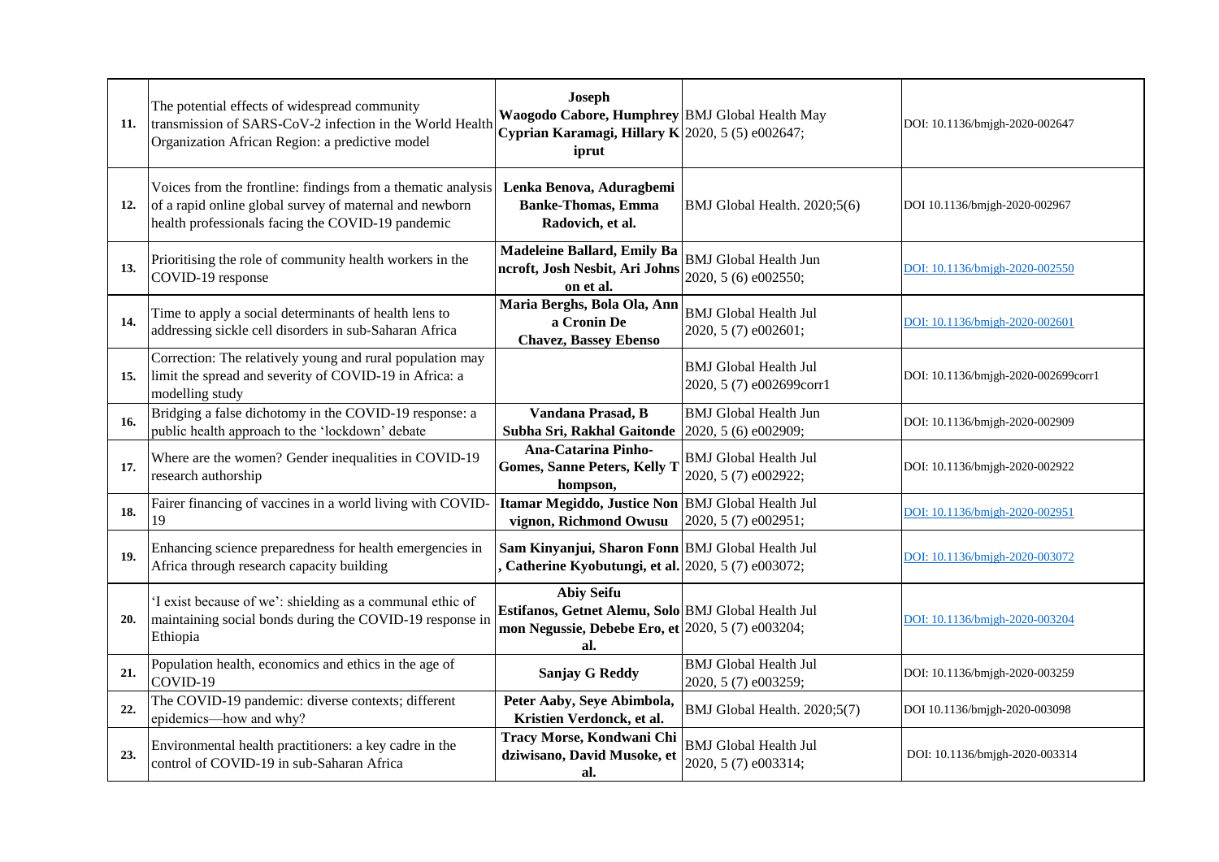| | | | | |
|---|---|---|---|---|
| **11.** | The potential effects of widespread community transmission of SARS-CoV-2 infection in the World Health Organization African Region: a predictive model | **Joseph Waogodo Cabore, Humphrey Cyprian Karamagi, Hillary Kiprut** | BMJ Global Health May 2020, 5 (5) e002647; | DOI: 10.1136/bmjgh-2020-002647 |
| **12.** | Voices from the frontline: findings from a thematic analysis of a rapid online global survey of maternal and newborn health professionals facing the COVID-19 pandemic | **Lenka Benova, Aduragbemi Banke-Thomas, Emma Radovich, et al.** | BMJ Global Health. 2020;5(6) | DOI 10.1136/bmjgh-2020-002967 |
| **13.** | Prioritising the role of community health workers in the COVID-19 response | **Madeleine Ballard, Emily Bancroft, Josh Nesbit, Ari Johnson et al.** | BMJ Global Health Jun 2020, 5 (6) e002550; | DOI: 10.1136/bmjgh-2020-002550 |
| **14.** | Time to apply a social determinants of health lens to addressing sickle cell disorders in sub-Saharan Africa | **Maria Berghs, Bola Ola, Anna Cronin De Chavez, Bassey Ebenso** | BMJ Global Health Jul 2020, 5 (7) e002601; | DOI: 10.1136/bmjgh-2020-002601 |
| **15.** | Correction: The relatively young and rural population may limit the spread and severity of COVID-19 in Africa: a modelling study | | BMJ Global Health Jul 2020, 5 (7) e002699corr1 | DOI: 10.1136/bmjgh-2020-002699corr1 |
| **16.** | Bridging a false dichotomy in the COVID-19 response: a public health approach to the 'lockdown' debate | **Vandana Prasad, B Subha Sri, Rakhal Gaitonde** | BMJ Global Health Jun 2020, 5 (6) e002909; | DOI: 10.1136/bmjgh-2020-002909 |
| **17.** | Where are the women? Gender inequalities in COVID-19 research authorship | **Ana-Catarina Pinho-Gomes, Sanne Peters, Kelly Thompson,** | BMJ Global Health Jul 2020, 5 (7) e002922; | DOI: 10.1136/bmjgh-2020-002922 |
| **18.** | Fairer financing of vaccines in a world living with COVID-19 | **Itamar Megiddo, Justice Nonvignon, Richmond Owusu** | BMJ Global Health Jul 2020, 5 (7) e002951; | DOI: 10.1136/bmjgh-2020-002951 |
| **19.** | Enhancing science preparedness for health emergencies in Africa through research capacity building | **Sam Kinyanjui, Sharon Fonn, Catherine Kyobutungi, et al.** | BMJ Global Health Jul 2020, 5 (7) e003072; | DOI: 10.1136/bmjgh-2020-003072 |
| **20.** | 'I exist because of we': shielding as a communal ethic of maintaining social bonds during the COVID-19 response in Ethiopia | **Abiy Seifu Estifanos, Getnet Alemu, Solomon Negussie, Debebe Ero, et al.** | BMJ Global Health Jul 2020, 5 (7) e003204; | DOI: 10.1136/bmjgh-2020-003204 |
| **21.** | Population health, economics and ethics in the age of COVID-19 | **Sanjay G Reddy** | BMJ Global Health Jul 2020, 5 (7) e003259; | DOI: 10.1136/bmjgh-2020-003259 |
| **22.** | The COVID-19 pandemic: diverse contexts; different epidemics—how and why? | **Peter Aaby, Seye Abimbola, Kristien Verdonck, et al.** | BMJ Global Health. 2020;5(7) | DOI 10.1136/bmjgh-2020-003098 |
| **23.** | Environmental health practitioners: a key cadre in the control of COVID-19 in sub-Saharan Africa | **Tracy Morse, Kondwani Chidziwisano, David Musoke, et al.** | BMJ Global Health Jul 2020, 5 (7) e003314; | DOI: 10.1136/bmjgh-2020-003314 |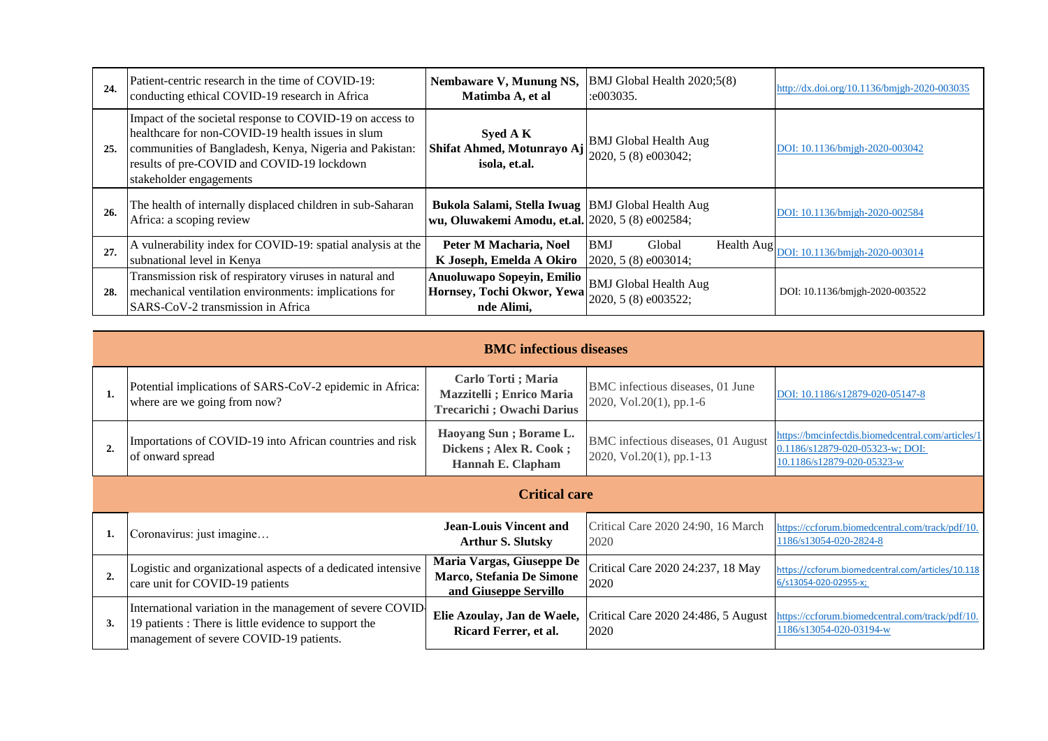| | | | | |
|---|---|---|---|---|
| **24.** | Patient-centric research in the time of COVID-19: conducting ethical COVID-19 research in Africa | **Nembaware V, Munung NS, Matimba A, et al** | BMJ Global Health 2020;5(8) :e003035. | http://dx.doi.org/10.1136/bmjgh-2020-003035 |
| **25.** | Impact of the societal response to COVID-19 on access to healthcare for non-COVID-19 health issues in slum communities of Bangladesh, Kenya, Nigeria and Pakistan: results of pre-COVID and COVID-19 lockdown stakeholder engagements | **Syed A K Shifat Ahmed, Motunrayo Ajisola, et.al.** | BMJ Global Health Aug 2020, 5 (8) e003042; | DOI: 10.1136/bmjgh-2020-003042 |
| **26.** | The health of internally displaced children in sub-Saharan Africa: a scoping review | **Bukola Salami, Stella Iwuagwu, Oluwakemi Amodu, et.al.** | BMJ Global Health Aug 2020, 5 (8) e002584; | DOI: 10.1136/bmjgh-2020-002584 |
| **27.** | A vulnerability index for COVID-19: spatial analysis at the subnational level in Kenya | **Peter M Macharia, Noel K Joseph, Emelda A Okiro** | BMJ Global Health Aug 2020, 5 (8) e003014; | DOI: 10.1136/bmjgh-2020-003014 |
| **28.** | Transmission risk of respiratory viruses in natural and mechanical ventilation environments: implications for SARS-CoV-2 transmission in Africa | **Anuoluwapo Sopeyin, Emilio Hornsey, Tochi Okwor, Yewande Alimi,** | BMJ Global Health Aug 2020, 5 (8) e003522; | DOI: 10.1136/bmjgh-2020-003522 |

| | **BMC infectious diseases** | | | |
|---|---|---|---|---|
| **1.** | Potential implications of SARS-CoV-2 epidemic in Africa: where are we going from now? | **Carlo Torti ; Maria Mazzitelli ; Enrico Maria Trecarichi ; Owachi Darius** | BMC infectious diseases, 01 June 2020, Vol.20(1), pp.1-6 | DOI: 10.1186/s12879-020-05147-8 |
| **2.** | Importations of COVID-19 into African countries and risk of onward spread | **Haoyang Sun ; Borame L. Dickens ; Alex R. Cook ; Hannah E. Clapham** | BMC infectious diseases, 01 August 2020, Vol.20(1), pp.1-13 | https://bmcinfectdis.biomedcentral.com/articles/10.1186/s12879-020-05323-w; DOI: 10.1186/s12879-020-05323-w |
| | **Critical care** | | | |
| **1.** | Coronavirus: just imagine… | **Jean-Louis Vincent and Arthur S. Slutsky** | Critical Care 2020 24:90, 16 March 2020 | https://ccforum.biomedcentral.com/track/pdf/10.1186/s13054-020-2824-8 |
| **2.** | Logistic and organizational aspects of a dedicated intensive care unit for COVID-19 patients | **Maria Vargas, Giuseppe De Marco, Stefania De Simone and Giuseppe Servillo** | Critical Care 2020 24:237, 18 May 2020 | https://ccforum.biomedcentral.com/articles/10.1186/s13054-020-02955-x; |
| **3.** | International variation in the management of severe COVID-19 patients : There is little evidence to support the management of severe COVID-19 patients. | **Elie Azoulay, Jan de Waele, Ricard Ferrer, et al.** | Critical Care 2020 24:486, 5 August 2020 | https://ccforum.biomedcentral.com/track/pdf/10.1186/s13054-020-03194-w |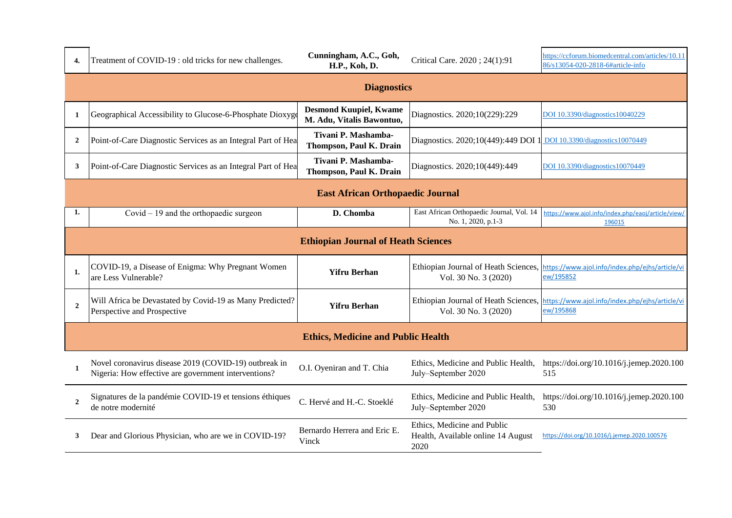| | | | | |
|---|---|---|---|---|
| **4.** | Treatment of COVID-19 : old tricks for new challenges. | **Cunningham, A.C., Goh, H.P., Koh, D.** | Critical Care. 2020 ; 24(1):91 | https://ccforum.biomedcentral.com/articles/10.1186/s13054-020-2818-6#article-info |
| | | **Diagnostics** | | |
| **1** | Geographical Accessibility to Glucose-6-Phosphate Dioxyge | **Desmond Kuupiel, Kwame M. Adu, Vitalis Bawontuo,** | Diagnostics. 2020;10(229):229 | DOI 10.3390/diagnostics10040229 |
| **2** | Point-of-Care Diagnostic Services as an Integral Part of Hea | **Tivani P. Mashamba-Thompson, Paul K. Drain** | Diagnostics. 2020;10(449):449 DOI 1 | DOI 10.3390/diagnostics10070449 |
| **3** | Point-of-Care Diagnostic Services as an Integral Part of Hea | **Tivani P. Mashamba-Thompson, Paul K. Drain** | Diagnostics. 2020;10(449):449 | DOI 10.3390/diagnostics10070449 |
| | | **East African Orthopaedic Journal** | | |
| **1.** | Covid – 19 and the orthopaedic surgeon | **D. Chomba** | East African Orthopaedic Journal, Vol. 14 No. 1, 2020, p.1-3 | https://www.ajol.info/index.php/eaoj/article/view/196015 |
| | | **Ethiopian Journal of Heath Sciences** | | |
| **1.** | COVID-19, a Disease of Enigma: Why Pregnant Women are Less Vulnerable? | **Yifru Berhan** | Ethiopian Journal of Heath Sciences, Vol. 30 No. 3 (2020) | https://www.ajol.info/index.php/ejhs/article/view/195852 |
| **2** | Will Africa be Devastated by Covid-19 as Many Predicted? Perspective and Prospective | **Yifru Berhan** | Ethiopian Journal of Heath Sciences, Vol. 30 No. 3 (2020) | https://www.ajol.info/index.php/ejhs/article/view/195868 |
| | | **Ethics, Medicine and Public Health** | | |
| **1** | Novel coronavirus disease 2019 (COVID-19) outbreak in Nigeria: How effective are government interventions? | O.I. Oyeniran and T. Chia | Ethics, Medicine and Public Health, July–September 2020 | https://doi.org/10.1016/j.jemep.2020.100515 |
| **2** | Signatures de la pandémie COVID-19 et tensions éthiques de notre modernité | C. Hervé and H.-C. Stoeklé | Ethics, Medicine and Public Health, July–September 2020 | https://doi.org/10.1016/j.jemep.2020.100530 |
| **3** | Dear and Glorious Physician, who are we in COVID-19? | Bernardo Herrera and Eric E. Vinck | Ethics, Medicine and Public Health, Available online 14 August 2020 | https://doi.org/10.1016/j.jemep.2020.100576 |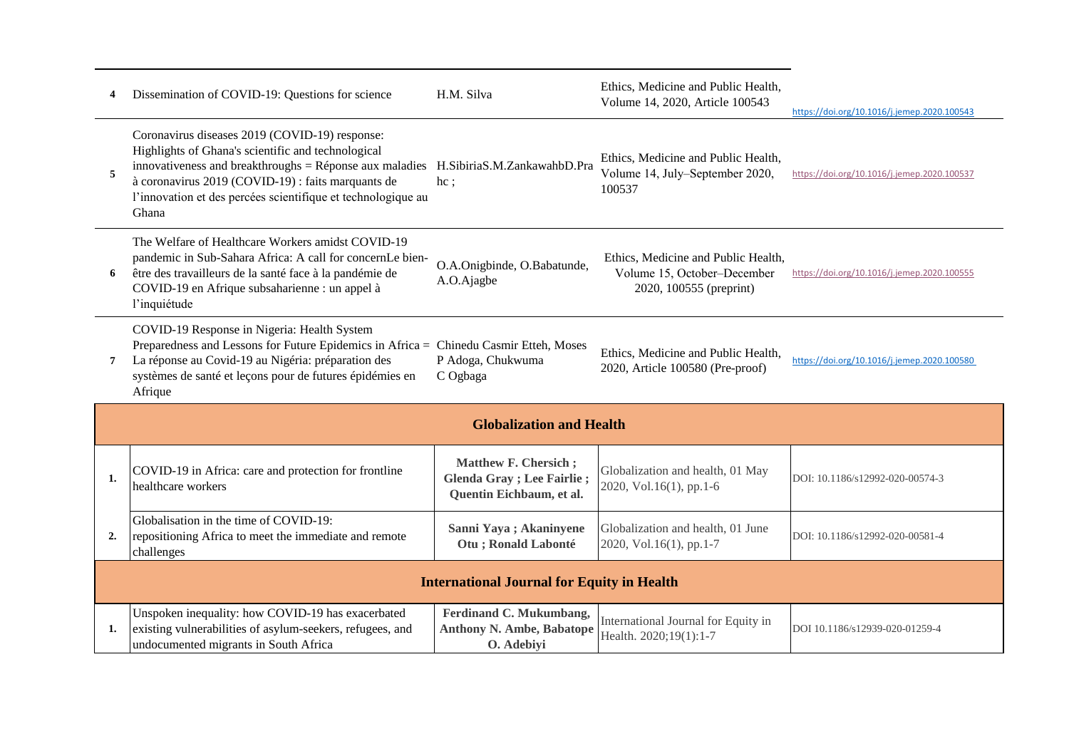| # | Title | Authors | Source | DOI |
|---|---|---|---|---|
| **4** | Dissemination of COVID-19: Questions for science | H.M. Silva | Ethics, Medicine and Public Health, Volume 14, 2020, Article 100543 | https://doi.org/10.1016/j.jemep.2020.100543 |
| **5** | Coronavirus diseases 2019 (COVID-19) response: Highlights of Ghana's scientific and technological innovativeness and breakthroughs = Réponse aux maladies à coronavirus 2019 (COVID-19) : faits marquants de l'innovation et des percées scientifique et technologique au Ghana | H.SibiriaS.M.ZankawahbD.Prahc ; | Ethics, Medicine and Public Health, Volume 14, July–September 2020, 100537 | https://doi.org/10.1016/j.jemep.2020.100537 |
| **6** | The Welfare of Healthcare Workers amidst COVID-19 pandemic in Sub-Sahara Africa: A call for concernLe bien-être des travailleurs de la santé face à la pandémie de COVID-19 en Afrique subsaharienne : un appel à l'inquiétude | O.A.Onigbinde, O.Babatunde, A.O.Ajagbe | Ethics, Medicine and Public Health, Volume 15, October–December 2020, 100555 (preprint) | https://doi.org/10.1016/j.jemep.2020.100555 |
| **7** | COVID-19 Response in Nigeria: Health System Preparedness and Lessons for Future Epidemics in Africa = La réponse au Covid-19 au Nigéria: préparation des systèmes de santé et leçons pour de futures épidémies en Afrique | Chinedu Casmir Etteh, Moses P Adoga, Chukwuma C Ogbaga | Ethics, Medicine and Public Health, 2020, Article 100580 (Pre-proof) | https://doi.org/10.1016/j.jemep.2020.100580 |
| | **Globalization and Health** | | | |
| **1.** | COVID-19 in Africa: care and protection for frontline healthcare workers | **Matthew F. Chersich ; Glenda Gray ; Lee Fairlie ; Quentin Eichbaum, et al.** | Globalization and health, 01 May 2020, Vol.16(1), pp.1-6 | DOI: 10.1186/s12992-020-00574-3 |
| **2.** | Globalisation in the time of COVID-19: repositioning Africa to meet the immediate and remote challenges | **Sanni Yaya ; Akaninyene Otu ; Ronald Labonté** | Globalization and health, 01 June 2020, Vol.16(1), pp.1-7 | DOI: 10.1186/s12992-020-00581-4 |
| | **International Journal for Equity in Health** | | | |
| **1.** | Unspoken inequality: how COVID-19 has exacerbated existing vulnerabilities of asylum-seekers, refugees, and undocumented migrants in South Africa | **Ferdinand C. Mukumbang, Anthony N. Ambe, Babatope O. Adebiyi** | International Journal for Equity in Health. 2020;19(1):1-7 | DOI 10.1186/s12939-020-01259-4 |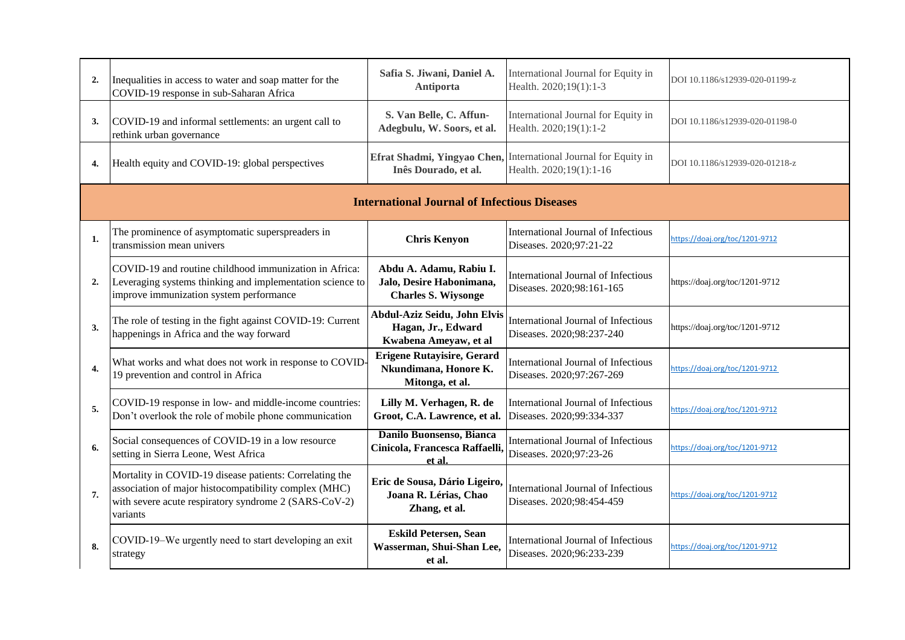| | | | | |
|---|---|---|---|---|
| **2.** | Inequalities in access to water and soap matter for the COVID-19 response in sub-Saharan Africa | **Safia S. Jiwani, Daniel A. Antiporta** | International Journal for Equity in Health. 2020;19(1):1-3 | DOI 10.1186/s12939-020-01199-z |
| **3.** | COVID-19 and informal settlements: an urgent call to rethink urban governance | **S. Van Belle, C. Affun-Adegbulu, W. Soors, et al.** | International Journal for Equity in Health. 2020;19(1):1-2 | DOI 10.1186/s12939-020-01198-0 |
| **4.** | Health equity and COVID-19: global perspectives | **Efrat Shadmi, Yingyao Chen, Inês Dourado, et al.** | International Journal for Equity in Health. 2020;19(1):1-16 | DOI 10.1186/s12939-020-01218-z |
| **International Journal of Infectious Diseases** | | | | |
| **1.** | The prominence of asymptomatic superspreaders in transmission mean univers | **Chris Kenyon** | International Journal of Infectious Diseases. 2020;97:21-22 | https://doaj.org/toc/1201-9712 |
| **2.** | COVID-19 and routine childhood immunization in Africa: Leveraging systems thinking and implementation science to improve immunization system performance | **Abdu A. Adamu, Rabiu I. Jalo, Desire Habonimana, Charles S. Wiysonge** | International Journal of Infectious Diseases. 2020;98:161-165 | https://doaj.org/toc/1201-9712 |
| **3.** | The role of testing in the fight against COVID-19: Current happenings in Africa and the way forward | **Abdul-Aziz Seidu, John Elvis Hagan, Jr., Edward Kwabena Ameyaw, et al** | International Journal of Infectious Diseases. 2020;98:237-240 | https://doaj.org/toc/1201-9712 |
| **4.** | What works and what does not work in response to COVID-19 prevention and control in Africa | **Erigene Rutayisire, Gerard Nkundimana, Honore K. Mitonga, et al.** | International Journal of Infectious Diseases. 2020;97:267-269 | https://doaj.org/toc/1201-9712 |
| **5.** | COVID-19 response in low- and middle-income countries: Don't overlook the role of mobile phone communication | **Lilly M. Verhagen, R. de Groot, C.A. Lawrence, et al.** | International Journal of Infectious Diseases. 2020;99:334-337 | https://doaj.org/toc/1201-9712 |
| **6.** | Social consequences of COVID-19 in a low resource setting in Sierra Leone, West Africa | **Danilo Buonsenso, Bianca Cinicola, Francesca Raffaelli, et al.** | International Journal of Infectious Diseases. 2020;97:23-26 | https://doaj.org/toc/1201-9712 |
| **7.** | Mortality in COVID-19 disease patients: Correlating the association of major histocompatibility complex (MHC) with severe acute respiratory syndrome 2 (SARS-CoV-2) variants | **Eric de Sousa, Dário Ligeiro, Joana R. Lérias, Chao Zhang, et al.** | International Journal of Infectious Diseases. 2020;98:454-459 | https://doaj.org/toc/1201-9712 |
| **8.** | COVID-19–We urgently need to start developing an exit strategy | **Eskild Petersen, Sean Wasserman, Shui-Shan Lee, et al.** | International Journal of Infectious Diseases. 2020;96:233-239 | https://doaj.org/toc/1201-9712 |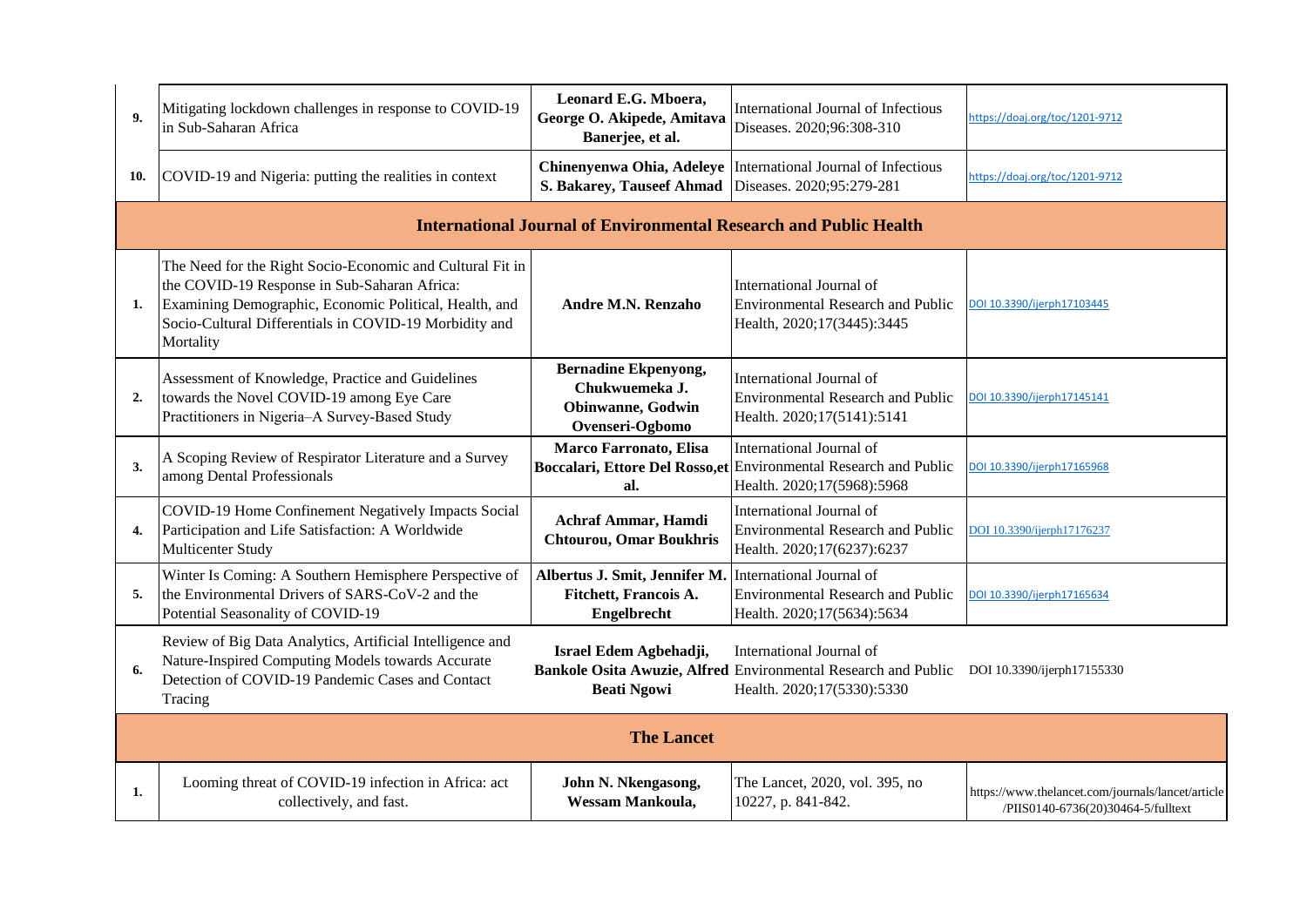| | | | | |
|---|---|---|---|---|
| **9.** | Mitigating lockdown challenges in response to COVID-19 in Sub-Saharan Africa | **Leonard E.G. Mboera, George O. Akipede, Amitava Banerjee, et al.** | International Journal of Infectious Diseases. 2020;96:308-310 | https://doaj.org/toc/1201-9712 |
| **10.** | COVID-19 and Nigeria: putting the realities in context | **Chinenyenwa Ohia, Adeleye S. Bakarey, Tauseef Ahmad** | International Journal of Infectious Diseases. 2020;95:279-281 | https://doaj.org/toc/1201-9712 |
| | **International Journal of Environmental Research and Public Health** | | | |
| **1.** | The Need for the Right Socio-Economic and Cultural Fit in the COVID-19 Response in Sub-Saharan Africa: Examining Demographic, Economic Political, Health, and Socio-Cultural Differentials in COVID-19 Morbidity and Mortality | **Andre M.N. Renzaho** | International Journal of Environmental Research and Public Health, 2020;17(3445):3445 | DOI 10.3390/ijerph17103445 |
| **2.** | Assessment of Knowledge, Practice and Guidelines towards the Novel COVID-19 among Eye Care Practitioners in Nigeria–A Survey-Based Study | **Bernadine Ekpenyong, Chukwuemeka J. Obinwanne, Godwin Ovenseri-Ogbomo** | International Journal of Environmental Research and Public Health. 2020;17(5141):5141 | DOI 10.3390/ijerph17145141 |
| **3.** | A Scoping Review of Respirator Literature and a Survey among Dental Professionals | **Marco Farronato, Elisa Boccalari, Ettore Del Rosso,et al.** | International Journal of Environmental Research and Public Health. 2020;17(5968):5968 | DOI 10.3390/ijerph17165968 |
| **4.** | COVID-19 Home Confinement Negatively Impacts Social Participation and Life Satisfaction: A Worldwide Multicenter Study | **Achraf Ammar, Hamdi Chtourou, Omar Boukhris** | International Journal of Environmental Research and Public Health. 2020;17(6237):6237 | DOI 10.3390/ijerph17176237 |
| **5.** | Winter Is Coming: A Southern Hemisphere Perspective of the Environmental Drivers of SARS-CoV-2 and the Potential Seasonality of COVID-19 | **Albertus J. Smit, Jennifer M. Fitchett, Francois A. Engelbrecht** | International Journal of Environmental Research and Public Health. 2020;17(5634):5634 | DOI 10.3390/ijerph17165634 |
| **6.** | Review of Big Data Analytics, Artificial Intelligence and Nature-Inspired Computing Models towards Accurate Detection of COVID-19 Pandemic Cases and Contact Tracing | **Israel Edem Agbehadji, Bankole Osita Awuzie, Alfred Beati Ngowi** | International Journal of Environmental Research and Public Health. 2020;17(5330):5330 | DOI 10.3390/ijerph17155330 |
| | **The Lancet** | | | |
| **1.** | Looming threat of COVID-19 infection in Africa: act collectively, and fast. | **John N. Nkengasong, Wessam Mankoula,** | The Lancet, 2020, vol. 395, no 10227, p. 841-842. | https://www.thelancet.com/journals/lancet/article/PIIS0140-6736(20)30464-5/fulltext |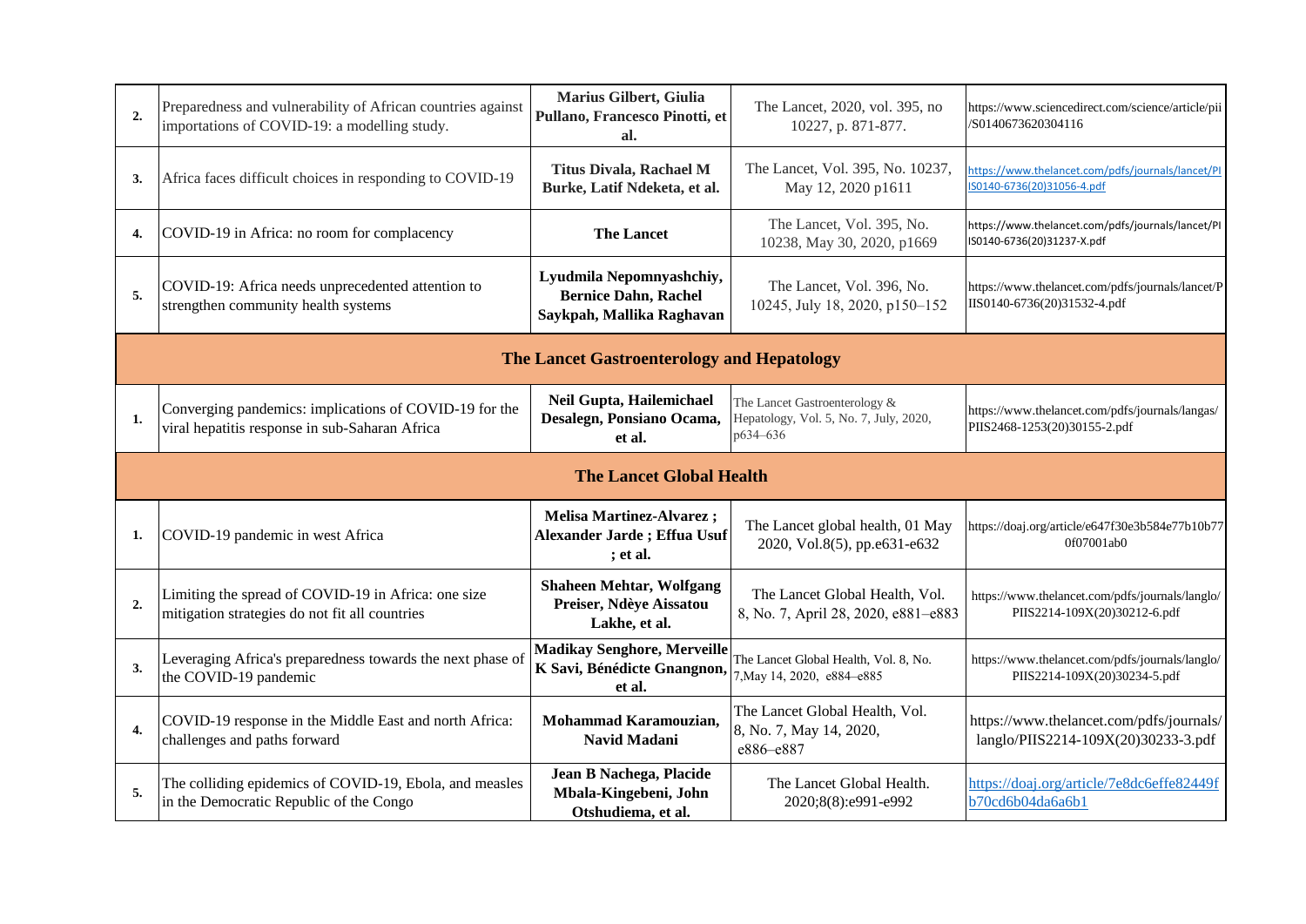| | | | | |
|---|---|---|---|---|
| **2.** | Preparedness and vulnerability of African countries against importations of COVID-19: a modelling study. | **Marius Gilbert, Giulia Pullano, Francesco Pinotti, et al.** | The Lancet, 2020, vol. 395, no 10227, p. 871-877. | https://www.sciencedirect.com/science/article/pii/S0140673620304116 |
| **3.** | Africa faces difficult choices in responding to COVID-19 | **Titus Divala, Rachael M Burke, Latif Ndeketa, et al.** | The Lancet, Vol. 395, No. 10237, May 12, 2020 p1611 | https://www.thelancet.com/pdfs/journals/lancet/PIIS0140-6736(20)31056-4.pdf |
| **4.** | COVID-19 in Africa: no room for complacency | **The Lancet** | The Lancet, Vol. 395, No. 10238, May 30, 2020, p1669 | https://www.thelancet.com/pdfs/journals/lancet/PIIS0140-6736(20)31237-X.pdf |
| **5.** | COVID-19: Africa needs unprecedented attention to strengthen community health systems | **Lyudmila Nepomnyashchiy, Bernice Dahn, Rachel Saykpah, Mallika Raghavan** | The Lancet, Vol. 396, No. 10245, July 18, 2020, p150–152 | https://www.thelancet.com/pdfs/journals/lancet/PIIS0140-6736(20)31532-4.pdf |
| | **The Lancet Gastroenterology and Hepatology** | | | |
| **1.** | Converging pandemics: implications of COVID-19 for the viral hepatitis response in sub-Saharan Africa | **Neil Gupta, Hailemichael Desalegn, Ponsiano Ocama, et al.** | The Lancet Gastroenterology & Hepatology, Vol. 5, No. 7, July, 2020, p634–636 | https://www.thelancet.com/pdfs/journals/langas/PIIS2468-1253(20)30155-2.pdf |
| | **The Lancet Global Health** | | | |
| **1.** | COVID-19 pandemic in west Africa | **Melisa Martinez-Alvarez ; Alexander Jarde ; Effua Usuf ; et al.** | The Lancet global health, 01 May 2020, Vol.8(5), pp.e631-e632 | https://doaj.org/article/e647f30e3b584e77b10770f07001ab0 |
| **2.** | Limiting the spread of COVID-19 in Africa: one size mitigation strategies do not fit all countries | **Shaheen Mehtar, Wolfgang Preiser, Ndèye Aissatou Lakhe, et al.** | The Lancet Global Health, Vol. 8, No. 7, April 28, 2020, e881–e883 | https://www.thelancet.com/pdfs/journals/langlo/PIIS2214-109X(20)30212-6.pdf |
| **3.** | Leveraging Africa's preparedness towards the next phase of the COVID-19 pandemic | **Madikay Senghore, Merveille K Savi, Bénédicte Gnangnon, et al.** | The Lancet Global Health, Vol. 8, No. 7,May 14, 2020, e884–e885 | https://www.thelancet.com/pdfs/journals/langlo/PIIS2214-109X(20)30234-5.pdf |
| **4.** | COVID-19 response in the Middle East and north Africa: challenges and paths forward | **Mohammad Karamouzian, Navid Madani** | The Lancet Global Health, Vol. 8, No. 7, May 14, 2020, e886–e887 | https://www.thelancet.com/pdfs/journals/langlo/PIIS2214-109X(20)30233-3.pdf |
| **5.** | The colliding epidemics of COVID-19, Ebola, and measles in the Democratic Republic of the Congo | **Jean B Nachega, Placide Mbala-Kingebeni, John Otshudiema, et al.** | The Lancet Global Health. 2020;8(8):e991-e992 | https://doaj.org/article/7e8dc6effe82449fb70cd6b04da6a6b1 |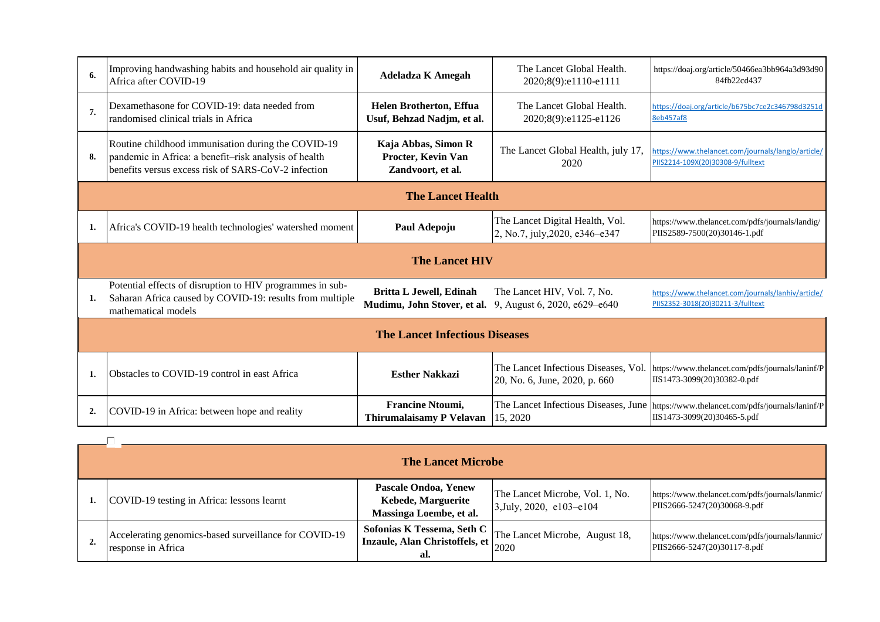| | | | | |
|---|---|---|---|---|
| 6. | Improving handwashing habits and household air quality in Africa after COVID-19 | **Adeladza K Amegah** | The Lancet Global Health. 2020;8(9):e1110-e1111 | https://doaj.org/article/50466ea3bb964a3d93d9084fb22cd437 |
| 7. | Dexamethasone for COVID-19: data needed from randomised clinical trials in Africa | **Helen Brotherton, Effua Usuf, Behzad Nadjm, et al.** | The Lancet Global Health. 2020;8(9):e1125-e1126 | https://doaj.org/article/b675bc7ce2c346798d3251d8eb457af8 |
| 8. | Routine childhood immunisation during the COVID-19 pandemic in Africa: a benefit–risk analysis of health benefits versus excess risk of SARS-CoV-2 infection | **Kaja Abbas, Simon R Procter, Kevin Van Zandvoort, et al.** | The Lancet Global Health, july 17, 2020 | https://www.thelancet.com/journals/langlo/article/PIIS2214-109X(20)30308-9/fulltext |
| | | **The Lancet Health** | | |
| 1. | Africa's COVID-19 health technologies' watershed moment | **Paul Adepoju** | The Lancet Digital Health, Vol. 2, No.7, july,2020, e346–e347 | https://www.thelancet.com/pdfs/journals/landig/PIIS2589-7500(20)30146-1.pdf |
| | | **The Lancet HIV** | | |
| 1. | Potential effects of disruption to HIV programmes in sub-Saharan Africa caused by COVID-19: results from multiple mathematical models | **Britta L Jewell, Edinah Mudimu, John Stover, et al.** | The Lancet HIV, Vol. 7, No. 9, August 6, 2020, e629–e640 | https://www.thelancet.com/journals/lanhiv/article/PIIS2352-3018(20)30211-3/fulltext |
| | | **The Lancet Infectious Diseases** | | |
| 1. | Obstacles to COVID-19 control in east Africa | **Esther Nakkazi** | The Lancet Infectious Diseases, Vol. 20, No. 6, June, 2020, p. 660 | https://www.thelancet.com/pdfs/journals/laninf/PIIS1473-3099(20)30382-0.pdf |
| 2. | COVID-19 in Africa: between hope and reality | **Francine Ntoumi, Thirumalaisamy P Velavan** | The Lancet Infectious Diseases, June 15, 2020 | https://www.thelancet.com/pdfs/journals/laninf/PIIS1473-3099(20)30465-5.pdf |

| | | | | |
|---|---|---|---|---|
| | | **The Lancet Microbe** | | |
| 1. | COVID-19 testing in Africa: lessons learnt | **Pascale Ondoa, Yenew Kebede, Marguerite Massinga Loembe, et al.** | The Lancet Microbe, Vol. 1, No. 3,July, 2020, e103–e104 | https://www.thelancet.com/pdfs/journals/lanmic/PIIS2666-5247(20)30068-9.pdf |
| 2. | Accelerating genomics-based surveillance for COVID-19 response in Africa | **Sofonias K Tessema, Seth C Inzaule, Alan Christoffels, et al.** | The Lancet Microbe, August 18, 2020 | https://www.thelancet.com/pdfs/journals/lanmic/PIIS2666-5247(20)30117-8.pdf |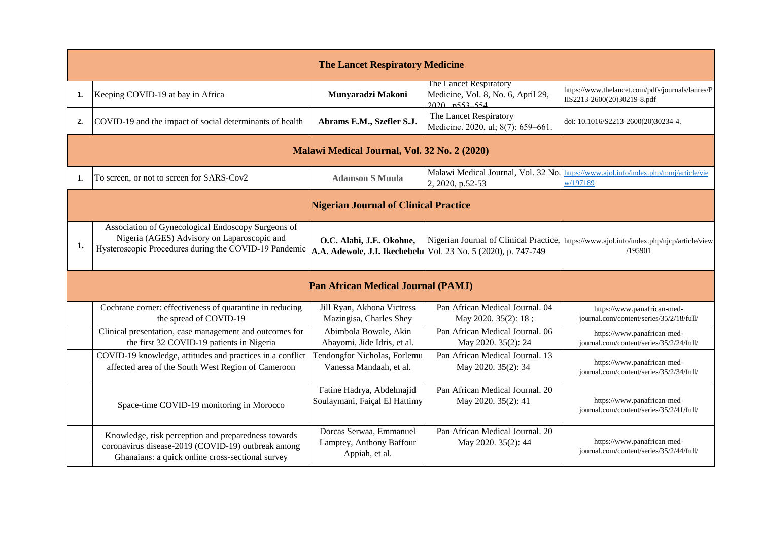| | | | | |
|---|---|---|---|---|
| **The Lancet Respiratory Medicine** | | | | |
| **1.** | Keeping COVID-19 at bay in Africa | **Munyaradzi Makoni** | The Lancet Respiratory Medicine, Vol. 8, No. 6, April 29, 2020, p553–554 | https://www.thelancet.com/pdfs/journals/lanres/PIIS2213-2600(20)30219-8.pdf |
| **2.** | COVID-19 and the impact of social determinants of health | **Abrams E.M., Szefler S.J.** | The Lancet Respiratory Medicine. 2020, ul; 8(7): 659–661. | doi: 10.1016/S2213-2600(20)30234-4. |
| **Malawi Medical Journal, Vol. 32 No. 2 (2020)** | | | | |
| **1.** | To screen, or not to screen for SARS-Cov2 | **Adamson S Muula** | Malawi Medical Journal, Vol. 32 No. 2, 2020, p.52-53 | https://www.ajol.info/index.php/mmj/article/view/197189 |
| **Nigerian Journal of Clinical Practice** | | | | |
| **1.** | Association of Gynecological Endoscopy Surgeons of Nigeria (AGES) Advisory on Laparoscopic and Hysteroscopic Procedures during the COVID-19 Pandemic | **O.C. Alabi, J.E. Okohue, A.A. Adewole, J.I. Ikechebelu** | Nigerian Journal of Clinical Practice, Vol. 23 No. 5 (2020), p. 747-749 | https://www.ajol.info/index.php/njcp/article/view/195901 |
| **Pan African Medical Journal (PAMJ)** | | | | |
| | Cochrane corner: effectiveness of quarantine in reducing the spread of COVID-19 | Jill Ryan, Akhona Victress Mazingisa, Charles Shey | Pan African Medical Journal. 04 May 2020. 35(2): 18 ; | https://www.panafrican-med-journal.com/content/series/35/2/18/full/ |
| | Clinical presentation, case management and outcomes for the first 32 COVID-19 patients in Nigeria | Abimbola Bowale, Akin Abayomi, Jide Idris, et al. | Pan African Medical Journal. 06 May 2020. 35(2): 24 | https://www.panafrican-med-journal.com/content/series/35/2/24/full/ |
| | COVID-19 knowledge, attitudes and practices in a conflict affected area of the South West Region of Cameroon | Tendongfor Nicholas, Forlemu Vanessa Mandaah, et al. | Pan African Medical Journal. 13 May 2020. 35(2): 34 | https://www.panafrican-med-journal.com/content/series/35/2/34/full/ |
| | Space-time COVID-19 monitoring in Morocco | Fatine Hadrya, Abdelmajid Soulaymani, Faiçal El Hattimy | Pan African Medical Journal. 20 May 2020. 35(2): 41 | https://www.panafrican-med-journal.com/content/series/35/2/41/full/ |
| | Knowledge, risk perception and preparedness towards coronavirus disease-2019 (COVID-19) outbreak among Ghanaians: a quick online cross-sectional survey | Dorcas Serwaa, Emmanuel Lamptey, Anthony Baffour Appiah, et al. | Pan African Medical Journal. 20 May 2020. 35(2): 44 | https://www.panafrican-med-journal.com/content/series/35/2/44/full/ |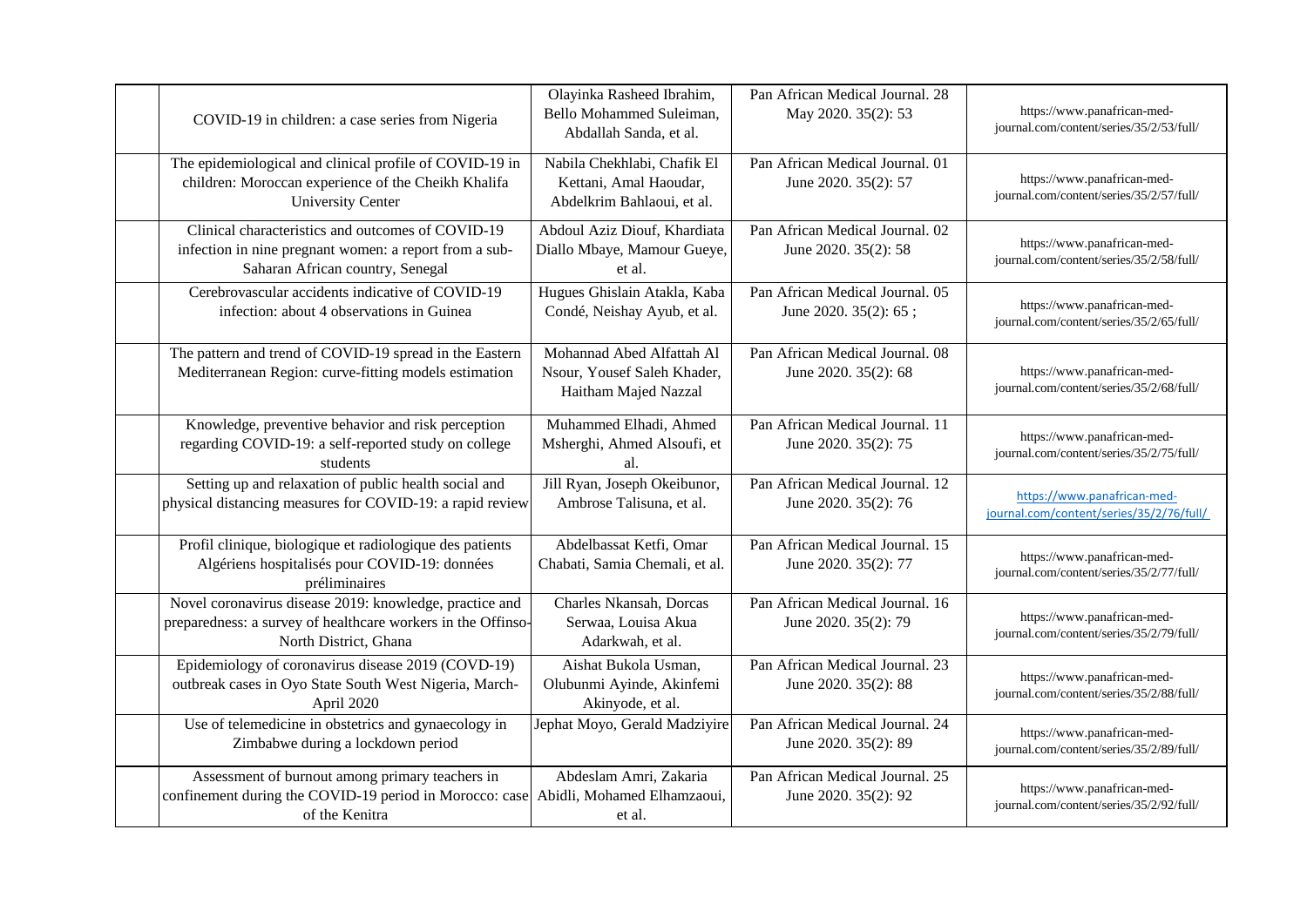|  |  |  |  |  |
|---|---|---|---|---|
|  | COVID-19 in children: a case series from Nigeria | Olayinka Rasheed Ibrahim, Bello Mohammed Suleiman, Abdallah Sanda, et al. | Pan African Medical Journal. 28 May 2020. 35(2): 53 | https://www.panafrican-med-journal.com/content/series/35/2/53/full/ |
|  | The epidemiological and clinical profile of COVID-19 in children: Moroccan experience of the Cheikh Khalifa University Center | Nabila Chekhlabi, Chafik El Kettani, Amal Haoudar, Abdelkrim Bahlaoui, et al. | Pan African Medical Journal. 01 June 2020. 35(2): 57 | https://www.panafrican-med-journal.com/content/series/35/2/57/full/ |
|  | Clinical characteristics and outcomes of COVID-19 infection in nine pregnant women: a report from a sub-Saharan African country, Senegal | Abdoul Aziz Diouf, Khardiata Diallo Mbaye, Mamour Gueye, et al. | Pan African Medical Journal. 02 June 2020. 35(2): 58 | https://www.panafrican-med-journal.com/content/series/35/2/58/full/ |
|  | Cerebrovascular accidents indicative of COVID-19 infection: about 4 observations in Guinea | Hugues Ghislain Atakla, Kaba Condé, Neishay Ayub, et al. | Pan African Medical Journal. 05 June 2020. 35(2): 65 ; | https://www.panafrican-med-journal.com/content/series/35/2/65/full/ |
|  | The pattern and trend of COVID-19 spread in the Eastern Mediterranean Region: curve-fitting models estimation | Mohannad Abed Alfattah Al Nsour, Yousef Saleh Khader, Haitham Majed Nazzal | Pan African Medical Journal. 08 June 2020. 35(2): 68 | https://www.panafrican-med-journal.com/content/series/35/2/68/full/ |
|  | Knowledge, preventive behavior and risk perception regarding COVID-19: a self-reported study on college students | Muhammed Elhadi, Ahmed Msherghi, Ahmed Alsoufi, et al. | Pan African Medical Journal. 11 June 2020. 35(2): 75 | https://www.panafrican-med-journal.com/content/series/35/2/75/full/ |
|  | Setting up and relaxation of public health social and physical distancing measures for COVID-19: a rapid review | Jill Ryan, Joseph Okeibunor, Ambrose Talisuna, et al. | Pan African Medical Journal. 12 June 2020. 35(2): 76 | https://www.panafrican-med-journal.com/content/series/35/2/76/full/ |
|  | Profil clinique, biologique et radiologique des patients Algériens hospitalisés pour COVID-19: données préliminaires | Abdelbassat Ketfi, Omar Chabati, Samia Chemali, et al. | Pan African Medical Journal. 15 June 2020. 35(2): 77 | https://www.panafrican-med-journal.com/content/series/35/2/77/full/ |
|  | Novel coronavirus disease 2019: knowledge, practice and preparedness: a survey of healthcare workers in the Offinso-North District, Ghana | Charles Nkansah, Dorcas Serwaa, Louisa Akua Adarkwah, et al. | Pan African Medical Journal. 16 June 2020. 35(2): 79 | https://www.panafrican-med-journal.com/content/series/35/2/79/full/ |
|  | Epidemiology of coronavirus disease 2019 (COVD-19) outbreak cases in Oyo State South West Nigeria, March-April 2020 | Aishat Bukola Usman, Olubunmi Ayinde, Akinfemi Akinyode, et al. | Pan African Medical Journal. 23 June 2020. 35(2): 88 | https://www.panafrican-med-journal.com/content/series/35/2/88/full/ |
|  | Use of telemedicine in obstetrics and gynaecology in Zimbabwe during a lockdown period | Jephat Moyo, Gerald Madziyire | Pan African Medical Journal. 24 June 2020. 35(2): 89 | https://www.panafrican-med-journal.com/content/series/35/2/89/full/ |
|  | Assessment of burnout among primary teachers in confinement during the COVID-19 period in Morocco: case of the Kenitra | Abdeslam Amri, Zakaria Abidli, Mohamed Elhamzaoui, et al. | Pan African Medical Journal. 25 June 2020. 35(2): 92 | https://www.panafrican-med-journal.com/content/series/35/2/92/full/ |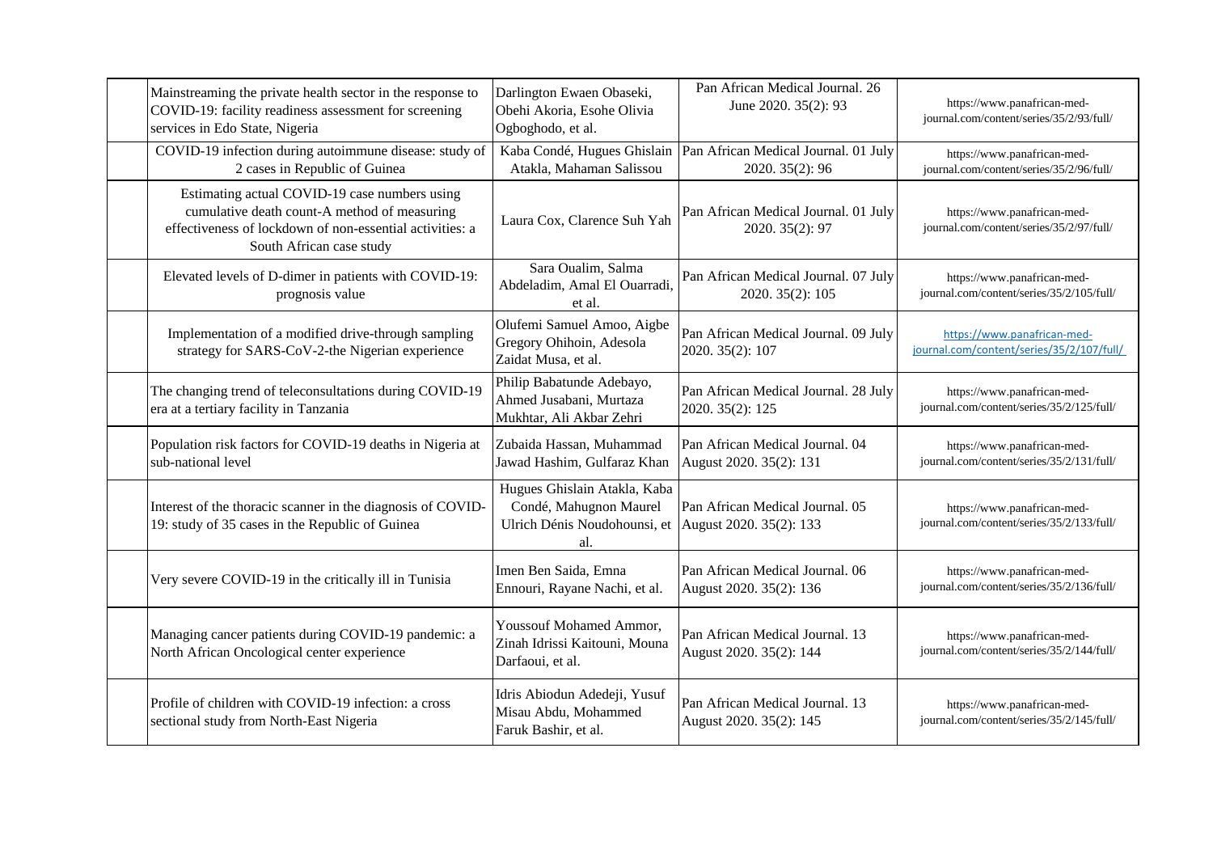| | | | | |
|---|---|---|---|---|
| | Mainstreaming the private health sector in the response to COVID-19: facility readiness assessment for screening services in Edo State, Nigeria | Darlington Ewaen Obaseki, Obehi Akoria, Esohe Olivia Ogboghodo, et al. | Pan African Medical Journal. 26 June 2020. 35(2): 93 | https://www.panafrican-med-journal.com/content/series/35/2/93/full/ |
| | COVID-19 infection during autoimmune disease: study of 2 cases in Republic of Guinea | Kaba Condé, Hugues Ghislain Atakla, Mahaman Salissou | Pan African Medical Journal. 01 July 2020. 35(2): 96 | https://www.panafrican-med-journal.com/content/series/35/2/96/full/ |
| | Estimating actual COVID-19 case numbers using cumulative death count-A method of measuring effectiveness of lockdown of non-essential activities: a South African case study | Laura Cox, Clarence Suh Yah | Pan African Medical Journal. 01 July 2020. 35(2): 97 | https://www.panafrican-med-journal.com/content/series/35/2/97/full/ |
| | Elevated levels of D-dimer in patients with COVID-19: prognosis value | Sara Oualim, Salma Abdeladim, Amal El Ouarradi, et al. | Pan African Medical Journal. 07 July 2020. 35(2): 105 | https://www.panafrican-med-journal.com/content/series/35/2/105/full/ |
| | Implementation of a modified drive-through sampling strategy for SARS-CoV-2-the Nigerian experience | Olufemi Samuel Amoo, Aigbe Gregory Ohihoin, Adesola Zaidat Musa, et al. | Pan African Medical Journal. 09 July 2020. 35(2): 107 | https://www.panafrican-med-journal.com/content/series/35/2/107/full/ |
| | The changing trend of teleconsultations during COVID-19 era at a tertiary facility in Tanzania | Philip Babatunde Adebayo, Ahmed Jusabani, Murtaza Mukhtar, Ali Akbar Zehri | Pan African Medical Journal. 28 July 2020. 35(2): 125 | https://www.panafrican-med-journal.com/content/series/35/2/125/full/ |
| | Population risk factors for COVID-19 deaths in Nigeria at sub-national level | Zubaida Hassan, Muhammad Jawad Hashim, Gulfaraz Khan | Pan African Medical Journal. 04 August 2020. 35(2): 131 | https://www.panafrican-med-journal.com/content/series/35/2/131/full/ |
| | Interest of the thoracic scanner in the diagnosis of COVID-19: study of 35 cases in the Republic of Guinea | Hugues Ghislain Atakla, Kaba Condé, Mahugnon Maurel Ulrich Dénis Noudohounsi, et al. | Pan African Medical Journal. 05 August 2020. 35(2): 133 | https://www.panafrican-med-journal.com/content/series/35/2/133/full/ |
| | Very severe COVID-19 in the critically ill in Tunisia | Imen Ben Saida, Emna Ennouri, Rayane Nachi, et al. | Pan African Medical Journal. 06 August 2020. 35(2): 136 | https://www.panafrican-med-journal.com/content/series/35/2/136/full/ |
| | Managing cancer patients during COVID-19 pandemic: a North African Oncological center experience | Youssouf Mohamed Ammor, Zinah Idrissi Kaitouni, Mouna Darfaoui, et al. | Pan African Medical Journal. 13 August 2020. 35(2): 144 | https://www.panafrican-med-journal.com/content/series/35/2/144/full/ |
| | Profile of children with COVID-19 infection: a cross sectional study from North-East Nigeria | Idris Abiodun Adedeji, Yusuf Misau Abdu, Mohammed Faruk Bashir, et al. | Pan African Medical Journal. 13 August 2020. 35(2): 145 | https://www.panafrican-med-journal.com/content/series/35/2/145/full/ |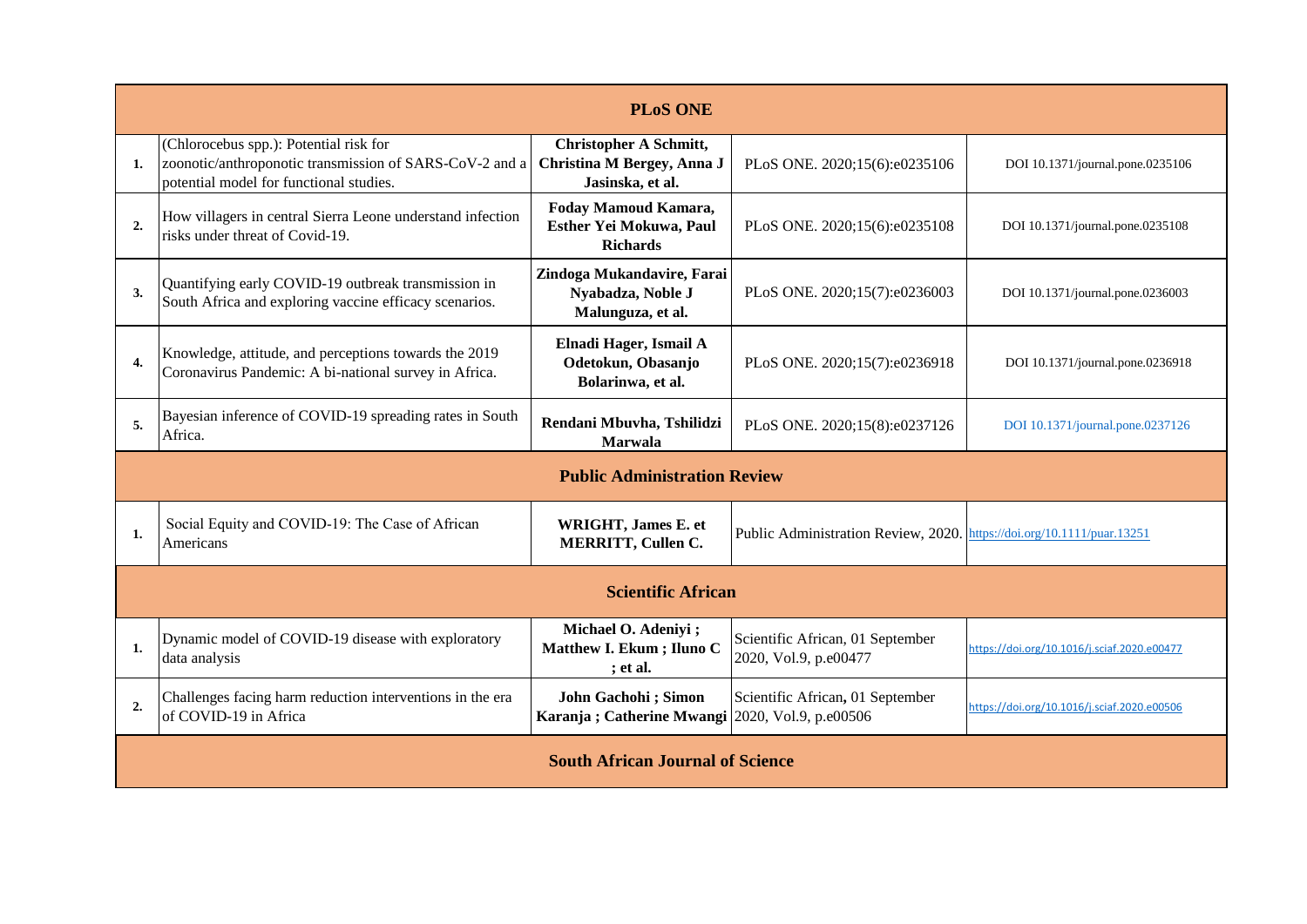| | | | | |
|---|---|---|---|---|
| **PLoS ONE** | | | | |
| **1.** | (Chlorocebus spp.): Potential risk for zoonotic/anthroponotic transmission of SARS-CoV-2 and a potential model for functional studies. | **Christopher A Schmitt, Christina M Bergey, Anna J Jasinska, et al.** | PLoS ONE. 2020;15(6):e0235106 | DOI 10.1371/journal.pone.0235106 |
| **2.** | How villagers in central Sierra Leone understand infection risks under threat of Covid-19. | **Foday Mamoud Kamara, Esther Yei Mokuwa, Paul Richards** | PLoS ONE. 2020;15(6):e0235108 | DOI 10.1371/journal.pone.0235108 |
| **3.** | Quantifying early COVID-19 outbreak transmission in South Africa and exploring vaccine efficacy scenarios. | **Zindoga Mukandavire, Farai Nyabadza, Noble J Malunguza, et al.** | PLoS ONE. 2020;15(7):e0236003 | DOI 10.1371/journal.pone.0236003 |
| **4.** | Knowledge, attitude, and perceptions towards the 2019 Coronavirus Pandemic: A bi-national survey in Africa. | **Elnadi Hager, Ismail A Odetokun, Obasanjo Bolarinwa, et al.** | PLoS ONE. 2020;15(7):e0236918 | DOI 10.1371/journal.pone.0236918 |
| **5.** | Bayesian inference of COVID-19 spreading rates in South Africa. | **Rendani Mbuvha, Tshilidzi Marwala** | PLoS ONE. 2020;15(8):e0237126 | DOI 10.1371/journal.pone.0237126 |
| **Public Administration Review** | | | | |
| **1.** | Social Equity and COVID-19: The Case of African Americans | **WRIGHT, James E. et MERRITT, Cullen C.** | Public Administration Review, 2020. | https://doi.org/10.1111/puar.13251 |
| **Scientific African** | | | | |
| **1.** | Dynamic model of COVID-19 disease with exploratory data analysis | **Michael O. Adeniyi ; Matthew I. Ekum ; Iluno C ; et al.** | Scientific African, 01 September 2020, Vol.9, p.e00477 | https://doi.org/10.1016/j.sciaf.2020.e00477 |
| **2.** | Challenges facing harm reduction interventions in the era of COVID-19 in Africa | **John Gachohi ; Simon Karanja ; Catherine Mwangi** | Scientific African**,** 01 September 2020, Vol.9, p.e00506 | https://doi.org/10.1016/j.sciaf.2020.e00506 |
| **South African Journal of Science** | | | | |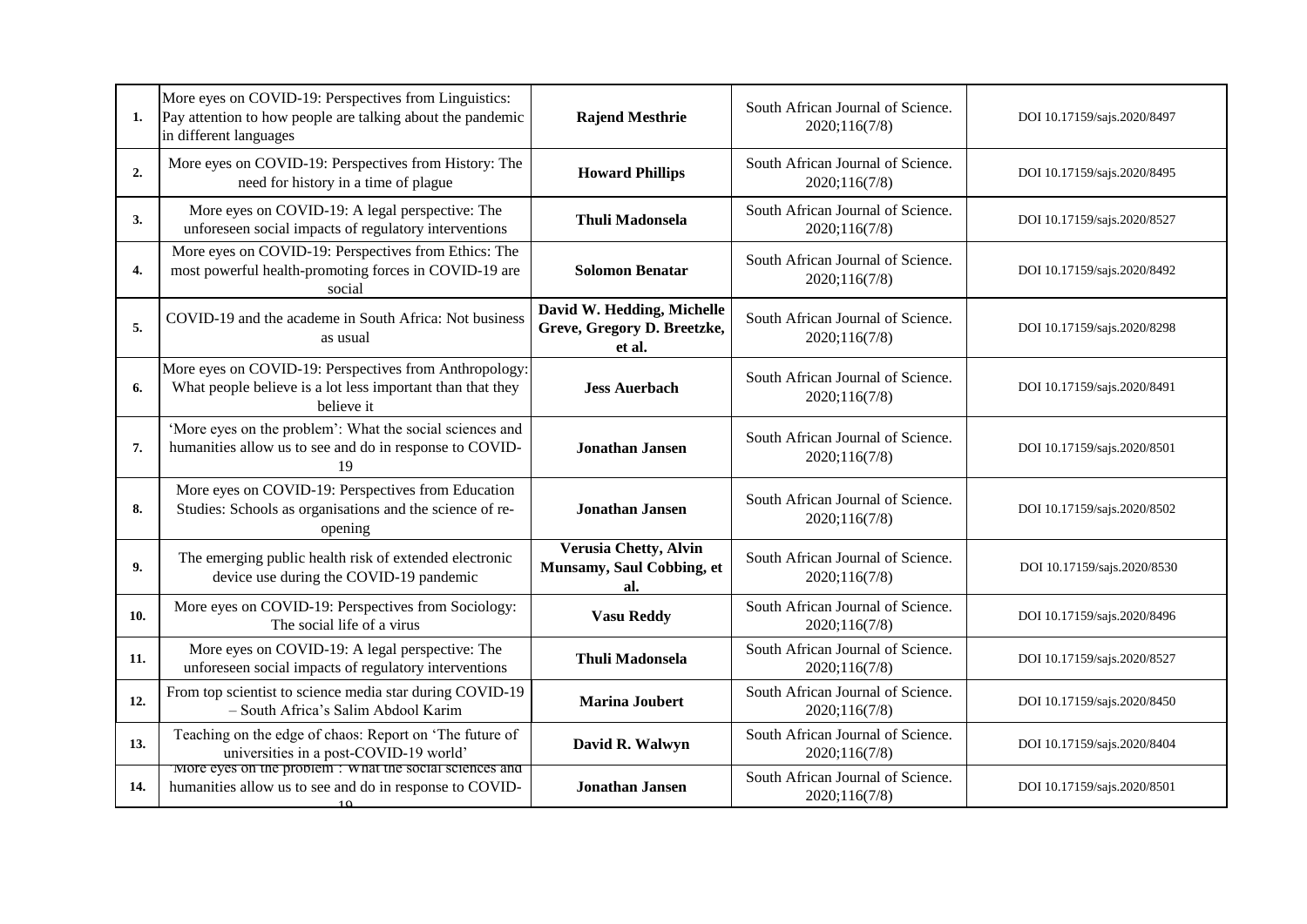| | | | | |
|---|---|---|---|---|
| **1.** | More eyes on COVID-19: Perspectives from Linguistics: Pay attention to how people are talking about the pandemic in different languages | **Rajend Mesthrie** | South African Journal of Science. 2020;116(7/8) | DOI 10.17159/sajs.2020/8497 |
| **2.** | More eyes on COVID-19: Perspectives from History: The need for history in a time of plague | **Howard Phillips** | South African Journal of Science. 2020;116(7/8) | DOI 10.17159/sajs.2020/8495 |
| **3.** | More eyes on COVID-19: A legal perspective: The unforeseen social impacts of regulatory interventions | **Thuli Madonsela** | South African Journal of Science. 2020;116(7/8) | DOI 10.17159/sajs.2020/8527 |
| **4.** | More eyes on COVID-19: Perspectives from Ethics: The most powerful health-promoting forces in COVID-19 are social | **Solomon Benatar** | South African Journal of Science. 2020;116(7/8) | DOI 10.17159/sajs.2020/8492 |
| **5.** | COVID-19 and the academe in South Africa: Not business as usual | **David W. Hedding, Michelle Greve, Gregory D. Breetzke, et al.** | South African Journal of Science. 2020;116(7/8) | DOI 10.17159/sajs.2020/8298 |
| **6.** | More eyes on COVID-19: Perspectives from Anthropology: What people believe is a lot less important than that they believe it | **Jess Auerbach** | South African Journal of Science. 2020;116(7/8) | DOI 10.17159/sajs.2020/8491 |
| **7.** | 'More eyes on the problem': What the social sciences and humanities allow us to see and do in response to COVID-19 | **Jonathan Jansen** | South African Journal of Science. 2020;116(7/8) | DOI 10.17159/sajs.2020/8501 |
| **8.** | More eyes on COVID-19: Perspectives from Education Studies: Schools as organisations and the science of re-opening | **Jonathan Jansen** | South African Journal of Science. 2020;116(7/8) | DOI 10.17159/sajs.2020/8502 |
| **9.** | The emerging public health risk of extended electronic device use during the COVID-19 pandemic | **Verusia Chetty, Alvin Munsamy, Saul Cobbing, et al.** | South African Journal of Science. 2020;116(7/8) | DOI 10.17159/sajs.2020/8530 |
| **10.** | More eyes on COVID-19: Perspectives from Sociology: The social life of a virus | **Vasu Reddy** | South African Journal of Science. 2020;116(7/8) | DOI 10.17159/sajs.2020/8496 |
| **11.** | More eyes on COVID-19: A legal perspective: The unforeseen social impacts of regulatory interventions | **Thuli Madonsela** | South African Journal of Science. 2020;116(7/8) | DOI 10.17159/sajs.2020/8527 |
| **12.** | From top scientist to science media star during COVID-19 – South Africa's Salim Abdool Karim | **Marina Joubert** | South African Journal of Science. 2020;116(7/8) | DOI 10.17159/sajs.2020/8450 |
| **13.** | Teaching on the edge of chaos: Report on 'The future of universities in a post-COVID-19 world' | **David R. Walwyn** | South African Journal of Science. 2020;116(7/8) | DOI 10.17159/sajs.2020/8404 |
| **14.** | 'More eyes on the problem': What the social sciences and humanities allow us to see and do in response to COVID-19 | **Jonathan Jansen** | South African Journal of Science. 2020;116(7/8) | DOI 10.17159/sajs.2020/8501 |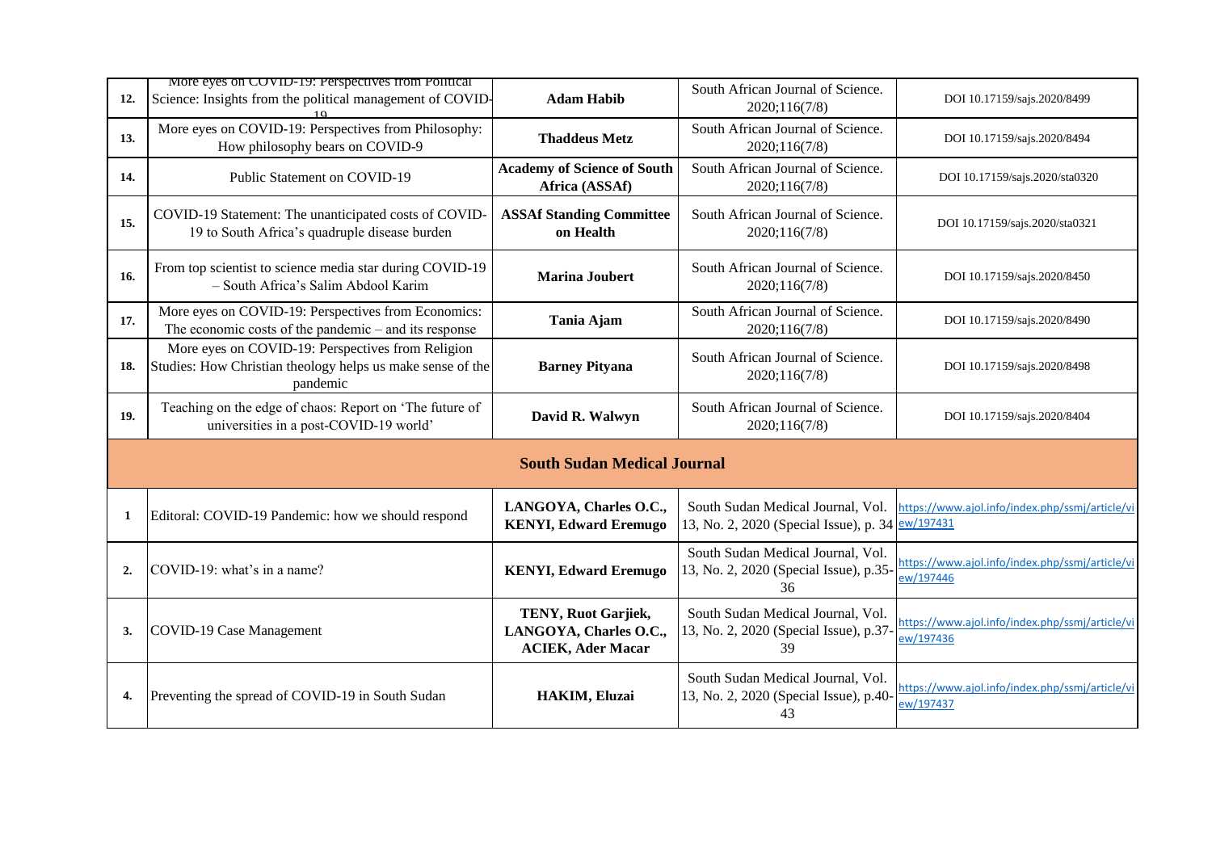| | | | | |
|---|---|---|---|---|
| **12.** | More eyes on COVID-19: Perspectives from Political Science: Insights from the political management of COVID-19 | **Adam Habib** | South African Journal of Science. 2020;116(7/8) | DOI 10.17159/sajs.2020/8499 |
| **13.** | More eyes on COVID-19: Perspectives from Philosophy: How philosophy bears on COVID-9 | **Thaddeus Metz** | South African Journal of Science. 2020;116(7/8) | DOI 10.17159/sajs.2020/8494 |
| **14.** | Public Statement on COVID-19 | **Academy of Science of South Africa (ASSAf)** | South African Journal of Science. 2020;116(7/8) | DOI 10.17159/sajs.2020/sta0320 |
| **15.** | COVID-19 Statement: The unanticipated costs of COVID-19 to South Africa's quadruple disease burden | **ASSAf Standing Committee on Health** | South African Journal of Science. 2020;116(7/8) | DOI 10.17159/sajs.2020/sta0321 |
| **16.** | From top scientist to science media star during COVID-19 – South Africa's Salim Abdool Karim | **Marina Joubert** | South African Journal of Science. 2020;116(7/8) | DOI 10.17159/sajs.2020/8450 |
| **17.** | More eyes on COVID-19: Perspectives from Economics: The economic costs of the pandemic – and its response | **Tania Ajam** | South African Journal of Science. 2020;116(7/8) | DOI 10.17159/sajs.2020/8490 |
| **18.** | More eyes on COVID-19: Perspectives from Religion Studies: How Christian theology helps us make sense of the pandemic | **Barney Pityana** | South African Journal of Science. 2020;116(7/8) | DOI 10.17159/sajs.2020/8498 |
| **19.** | Teaching on the edge of chaos: Report on 'The future of universities in a post-COVID-19 world' | **David R. Walwyn** | South African Journal of Science. 2020;116(7/8) | DOI 10.17159/sajs.2020/8404 |
| | | **South Sudan Medical Journal** | | |
| **1** | Editoral: COVID-19 Pandemic: how we should respond | **LANGOYA, Charles O.C., KENYI, Edward Eremugo** | South Sudan Medical Journal, Vol. 13, No. 2, 2020 (Special Issue), p. 34 | https://www.ajol.info/index.php/ssmj/article/view/197431 |
| **2.** | COVID-19: what's in a name? | **KENYI, Edward Eremugo** | South Sudan Medical Journal, Vol. 13, No. 2, 2020 (Special Issue), p.35-36 | https://www.ajol.info/index.php/ssmj/article/view/197446 |
| **3.** | COVID-19 Case Management | **TENY, Ruot Garjiek, LANGOYA, Charles O.C., ACIEK, Ader Macar** | South Sudan Medical Journal, Vol. 13, No. 2, 2020 (Special Issue), p.37-39 | https://www.ajol.info/index.php/ssmj/article/view/197436 |
| **4.** | Preventing the spread of COVID-19 in South Sudan | **HAKIM, Eluzai** | South Sudan Medical Journal, Vol. 13, No. 2, 2020 (Special Issue), p.40-43 | https://www.ajol.info/index.php/ssmj/article/view/197437 |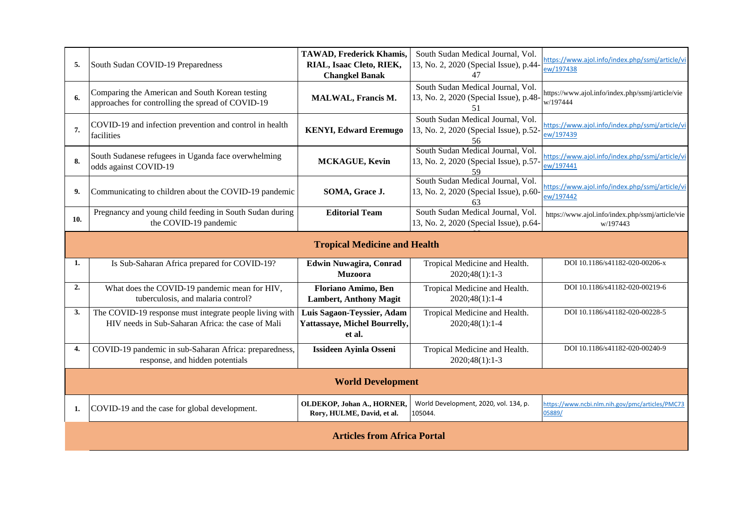| | | | | |
|---|---|---|---|---|
| **5.** | South Sudan COVID-19 Preparedness | **TAWAD, Frederick Khamis, RIAL, Isaac Cleto, RIEK, Changkel Banak** | South Sudan Medical Journal, Vol. 13, No. 2, 2020 (Special Issue), p.44-47 | https://www.ajol.info/index.php/ssmj/article/view/197438 |
| **6.** | Comparing the American and South Korean testing approaches for controlling the spread of COVID-19 | **MALWAL, Francis M.** | South Sudan Medical Journal, Vol. 13, No. 2, 2020 (Special Issue), p.48-51 | https://www.ajol.info/index.php/ssmj/article/view/197444 |
| **7.** | COVID-19 and infection prevention and control in health facilities | **KENYI, Edward Eremugo** | South Sudan Medical Journal, Vol. 13, No. 2, 2020 (Special Issue), p.52-56 | https://www.ajol.info/index.php/ssmj/article/view/197439 |
| **8.** | South Sudanese refugees in Uganda face overwhelming odds against COVID-19 | **MCKAGUE, Kevin** | South Sudan Medical Journal, Vol. 13, No. 2, 2020 (Special Issue), p.57-59 | https://www.ajol.info/index.php/ssmj/article/view/197441 |
| **9.** | Communicating to children about the COVID-19 pandemic | **SOMA, Grace J.** | South Sudan Medical Journal, Vol. 13, No. 2, 2020 (Special Issue), p.60-63 | https://www.ajol.info/index.php/ssmj/article/view/197442 |
| **10.** | Pregnancy and young child feeding in South Sudan during the COVID-19 pandemic | **Editorial Team** | South Sudan Medical Journal, Vol. 13, No. 2, 2020 (Special Issue), p.64- | https://www.ajol.info/index.php/ssmj/article/view/197443 |
| | **Tropical Medicine and Health** | | | |
| **1.** | Is Sub-Saharan Africa prepared for COVID-19? | **Edwin Nuwagira, Conrad Muzoora** | Tropical Medicine and Health. 2020;48(1):1-3 | DOI 10.1186/s41182-020-00206-x |
| **2.** | What does the COVID-19 pandemic mean for HIV, tuberculosis, and malaria control? | **Floriano Amimo, Ben Lambert, Anthony Magit** | Tropical Medicine and Health. 2020;48(1):1-4 | DOI 10.1186/s41182-020-00219-6 |
| **3.** | The COVID-19 response must integrate people living with HIV needs in Sub-Saharan Africa: the case of Mali | **Luis Sagaon-Teyssier, Adam Yattassaye, Michel Bourrelly, et al.** | Tropical Medicine and Health. 2020;48(1):1-4 | DOI 10.1186/s41182-020-00228-5 |
| **4.** | COVID-19 pandemic in sub-Saharan Africa: preparedness, response, and hidden potentials | **Issideen Ayinla Osseni** | Tropical Medicine and Health. 2020;48(1):1-3 | DOI 10.1186/s41182-020-00240-9 |
| | **World Development** | | | |
| **1.** | COVID-19 and the case for global development. | **OLDEKOP, Johan A., HORNER, Rory, HULME, David, et al.** | World Development, 2020, vol. 134, p. 105044. | https://www.ncbi.nlm.nih.gov/pmc/articles/PMC7305889/ |
| | **Articles from Africa Portal** | | | |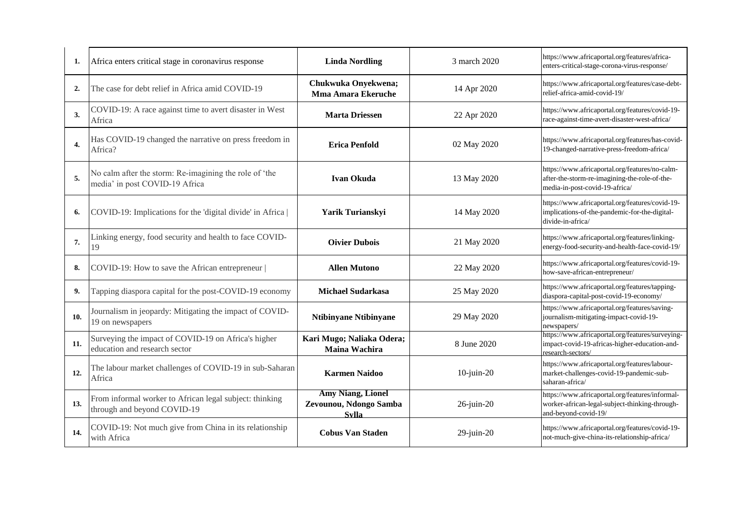| | | | | |
|---|---|---|---|---|
| **1.** | Africa enters critical stage in coronavirus response | **Linda Nordling** | 3 march 2020 | https://www.africaportal.org/features/africa-enters-critical-stage-corona-virus-response/ |
| **2.** | The case for debt relief in Africa amid COVID-19 | **Chukwuka Onyekwena; Mma Amara Ekeruche** | 14 Apr 2020 | https://www.africaportal.org/features/case-debt-relief-africa-amid-covid-19/ |
| **3.** | COVID-19: A race against time to avert disaster in West Africa | **Marta Driessen** | 22 Apr 2020 | https://www.africaportal.org/features/covid-19-race-against-time-avert-disaster-west-africa/ |
| **4.** | Has COVID-19 changed the narrative on press freedom in Africa? | **Erica Penfold** | 02 May 2020 | https://www.africaportal.org/features/has-covid-19-changed-narrative-press-freedom-africa/ |
| **5.** | No calm after the storm: Re-imagining the role of 'the media' in post COVID-19 Africa | **Ivan Okuda** | 13 May 2020 | https://www.africaportal.org/features/no-calm-after-the-storm-re-imagining-the-role-of-the-media-in-post-covid-19-africa/ |
| **6.** | COVID-19: Implications for the 'digital divide' in Africa \| | **Yarik Turianskyi** | 14 May 2020 | https://www.africaportal.org/features/covid-19-implications-of-the-pandemic-for-the-digital-divide-in-africa/ |
| **7.** | Linking energy, food security and health to face COVID-19 | **Oivier Dubois** | 21 May 2020 | https://www.africaportal.org/features/linking-energy-food-security-and-health-face-covid-19/ |
| **8.** | COVID-19: How to save the African entrepreneur \| | **Allen Mutono** | 22 May 2020 | https://www.africaportal.org/features/covid-19-how-save-african-entrepreneur/ |
| **9.** | Tapping diaspora capital for the post-COVID-19 economy | **Michael Sudarkasa** | 25 May 2020 | https://www.africaportal.org/features/tapping-diaspora-capital-post-covid-19-economy/ |
| **10.** | Journalism in jeopardy: Mitigating the impact of COVID-19 on newspapers | **Ntibinyane Ntibinyane** | 29 May 2020 | https://www.africaportal.org/features/saving-journalism-mitigating-impact-covid-19-newspapers/ |
| **11.** | Surveying the impact of COVID-19 on Africa's higher education and research sector | **Kari Mugo; Naliaka Odera; Maina Wachira** | 8 June 2020 | https://www.africaportal.org/features/surveying-impact-covid-19-africas-higher-education-and-research-sectors/ |
| **12.** | The labour market challenges of COVID-19 in sub-Saharan Africa | **Karmen Naidoo** | 10-juin-20 | https://www.africaportal.org/features/labour-market-challenges-covid-19-pandemic-sub-saharan-africa/ |
| **13.** | From informal worker to African legal subject: thinking through and beyond COVID-19 | **Amy Niang, Lionel Zevounou, Ndongo Samba Sylla** | 26-juin-20 | https://www.africaportal.org/features/informal-worker-african-legal-subject-thinking-through-and-beyond-covid-19/ |
| **14.** | COVID-19: Not much give from China in its relationship with Africa | **Cobus Van Staden** | 29-juin-20 | https://www.africaportal.org/features/covid-19-not-much-give-china-its-relationship-africa/ |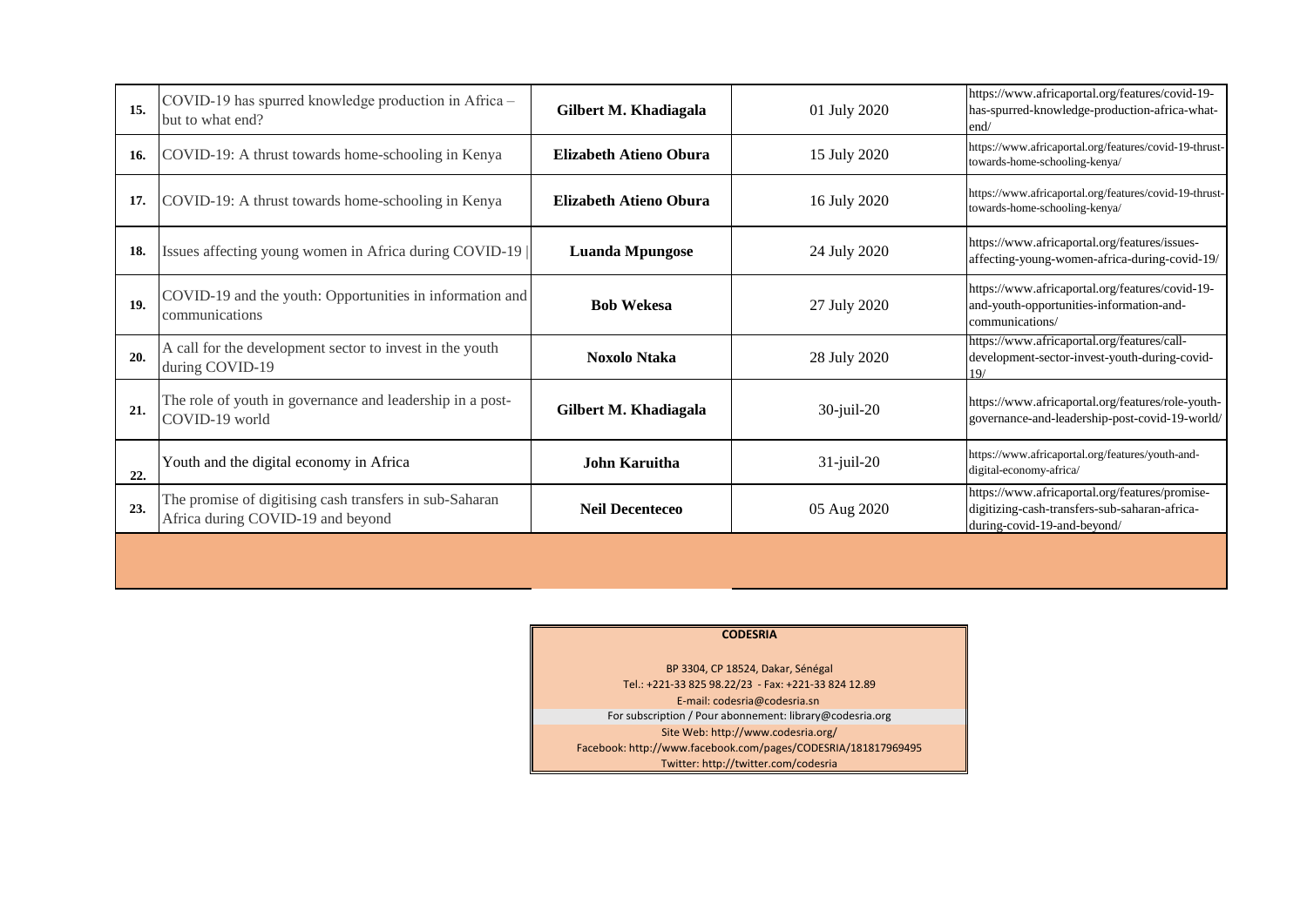| | | | | |
|---|---|---|---|---|
| **15.** | COVID-19 has spurred knowledge production in Africa – but to what end? | **Gilbert M. Khadiagala** | 01 July 2020 | https://www.africaportal.org/features/covid-19-has-spurred-knowledge-production-africa-what-end/ |
| **16.** | COVID-19: A thrust towards home-schooling in Kenya | **Elizabeth Atieno Obura** | 15 July 2020 | https://www.africaportal.org/features/covid-19-thrust-towards-home-schooling-kenya/ |
| **17.** | COVID-19: A thrust towards home-schooling in Kenya | **Elizabeth Atieno Obura** | 16 July 2020 | https://www.africaportal.org/features/covid-19-thrust-towards-home-schooling-kenya/ |
| **18.** | Issues affecting young women in Africa during COVID-19 \| | **Luanda Mpungose** | 24 July 2020 | https://www.africaportal.org/features/issues-affecting-young-women-africa-during-covid-19/ |
| **19.** | COVID-19 and the youth: Opportunities in information and communications | **Bob Wekesa** | 27 July 2020 | https://www.africaportal.org/features/covid-19-and-youth-opportunities-information-and-communications/ |
| **20.** | A call for the development sector to invest in the youth during COVID-19 | **Noxolo Ntaka** | 28 July 2020 | https://www.africaportal.org/features/call-development-sector-invest-youth-during-covid-19/ |
| **21.** | The role of youth in governance and leadership in a post-COVID-19 world | **Gilbert M. Khadiagala** | 30-juil-20 | https://www.africaportal.org/features/role-youth-governance-and-leadership-post-covid-19-world/ |
| **22.** | Youth and the digital economy in Africa | **John Karuitha** | 31-juil-20 | https://www.africaportal.org/features/youth-and-digital-economy-africa/ |
| **23.** | The promise of digitising cash transfers in sub-Saharan Africa during COVID-19 and beyond | **Neil Decenteceo** | 05 Aug 2020 | https://www.africaportal.org/features/promise-digitizing-cash-transfers-sub-saharan-africa-during-covid-19-and-beyond/ |

**CODESRIA**

BP 3304, CP 18524, Dakar, Sénégal
Tel.: +221-33 825 98.22/23 - Fax: +221-33 824 12.89
E-mail: codesria@codesria.sn
For subscription / Pour abonnement: library@codesria.org
Site Web: http://www.codesria.org/
Facebook: http://www.facebook.com/pages/CODESRIA/181817969495
Twitter: http://twitter.com/codesria